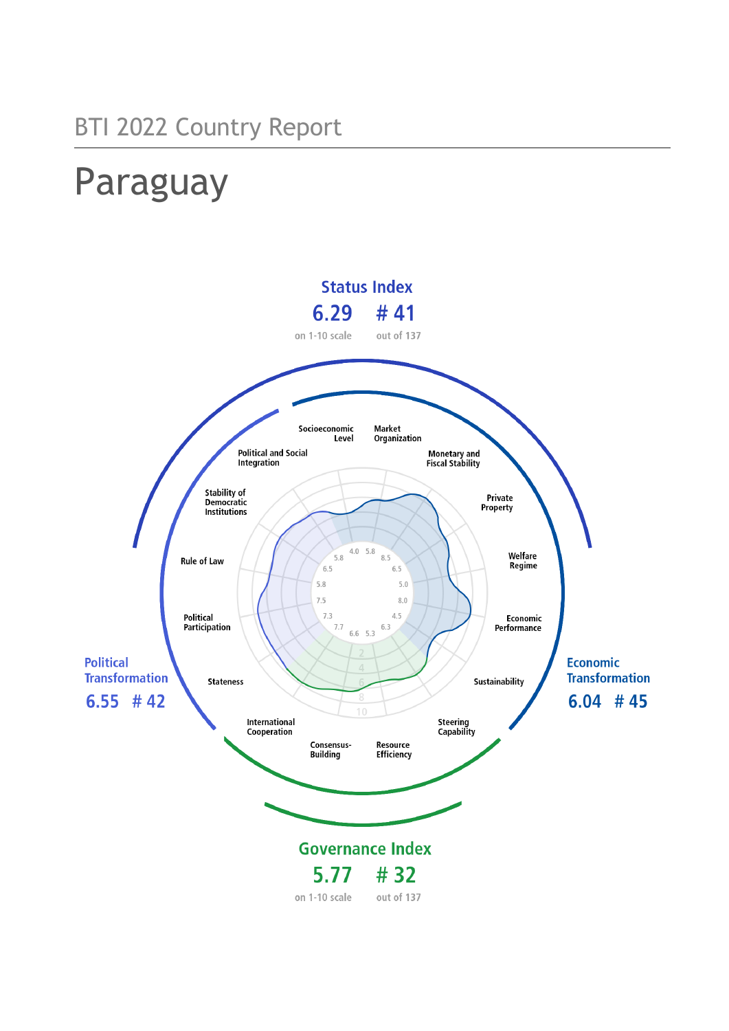BTI 2022 Country Report

# Paraguay

**Status Index**

6.29 — on 1-10 scale

# 41 — out of 137

**Political Transformation**

6.55 # 42

**Economic Transformation**

6.04 # 45

**Governance Index**

5.77 — on 1-10 scale

# 32 — out of 137

| Criterion | Score |
| --- | --- |
| Stateness | 7.7 |
| Political Participation | 7.3 |
| Rule of Law | 7.5 |
| Stability of Democratic Institutions | 5.8 |
| Political and Social Integration | 6.5 |
| Socioeconomic Level | 5.8 |
| Market Organization | 4.0 |
| Monetary and Fiscal Stability | 5.8 |
| Private Property | 8.5 |
| Welfare Regime | 6.5 |
| Economic Performance | 5.0 |
| Sustainability | 8.0 |
| Steering Capability | 4.5 |
| Resource Efficiency | 6.3 |
| Consensus-Building | 5.3 |
| International Cooperation | 6.6 |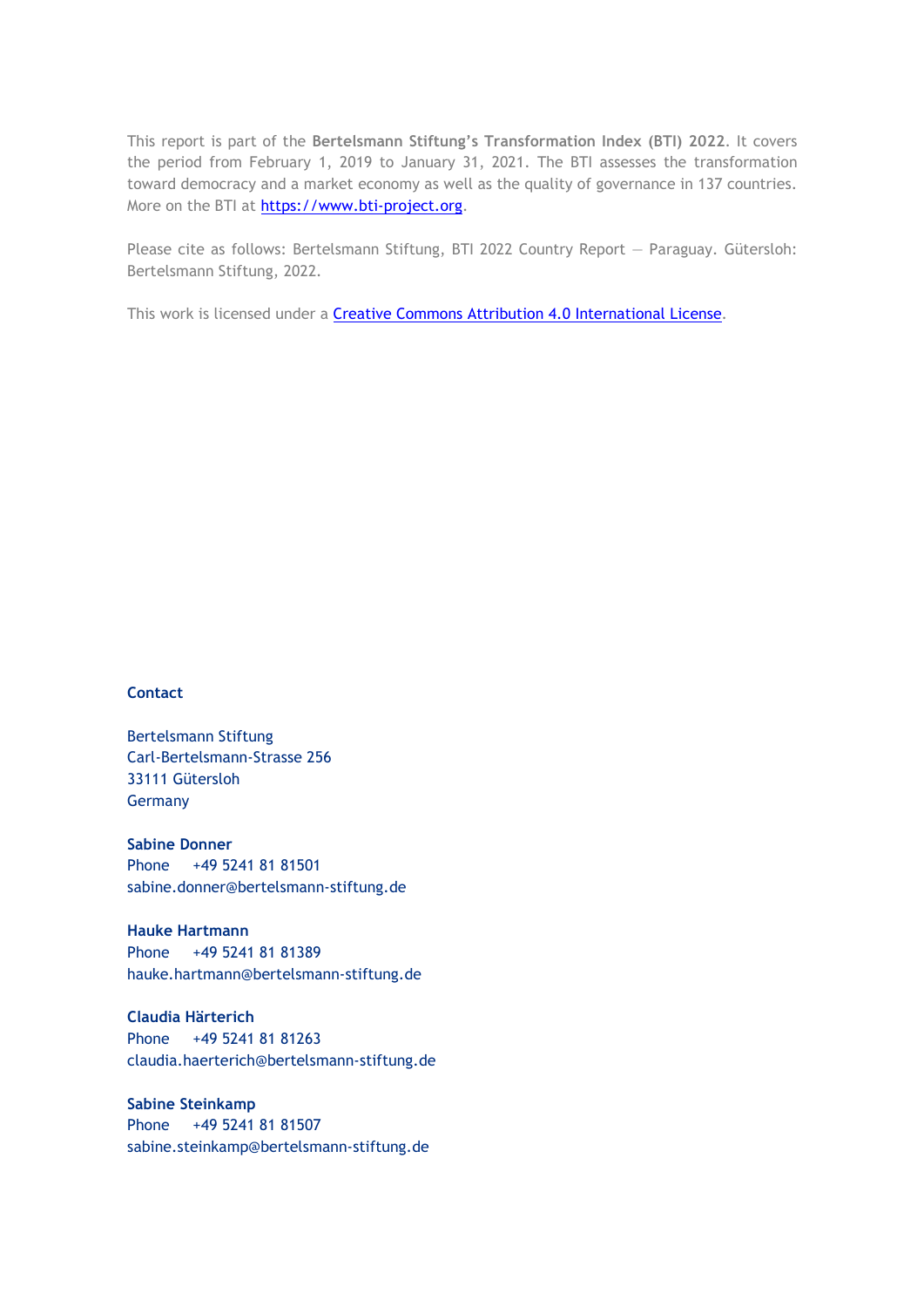This report is part of the **Bertelsmann Stiftung's Transformation Index (BTI) 2022**. It covers the period from February 1, 2019 to January 31, 2021. The BTI assesses the transformation toward democracy and a market economy as well as the quality of governance in 137 countries. More on the BTI at [https://www.bti-project.org](https://www.bti-project.org).

Please cite as follows: Bertelsmann Stiftung, BTI 2022 Country Report — Paraguay. Gütersloh: Bertelsmann Stiftung, 2022.

This work is licensed under a [Creative Commons Attribution 4.0 International License](https://creativecommons.org/licenses/by/4.0/).

**Contact**

Bertelsmann Stiftung
Carl-Bertelsmann-Strasse 256
33111 Gütersloh
Germany

**Sabine Donner**
Phone +49 5241 81 81501
sabine.donner@bertelsmann-stiftung.de

**Hauke Hartmann**
Phone +49 5241 81 81389
hauke.hartmann@bertelsmann-stiftung.de

**Claudia Härterich**
Phone +49 5241 81 81263
claudia.haerterich@bertelsmann-stiftung.de

**Sabine Steinkamp**
Phone +49 5241 81 81507
sabine.steinkamp@bertelsmann-stiftung.de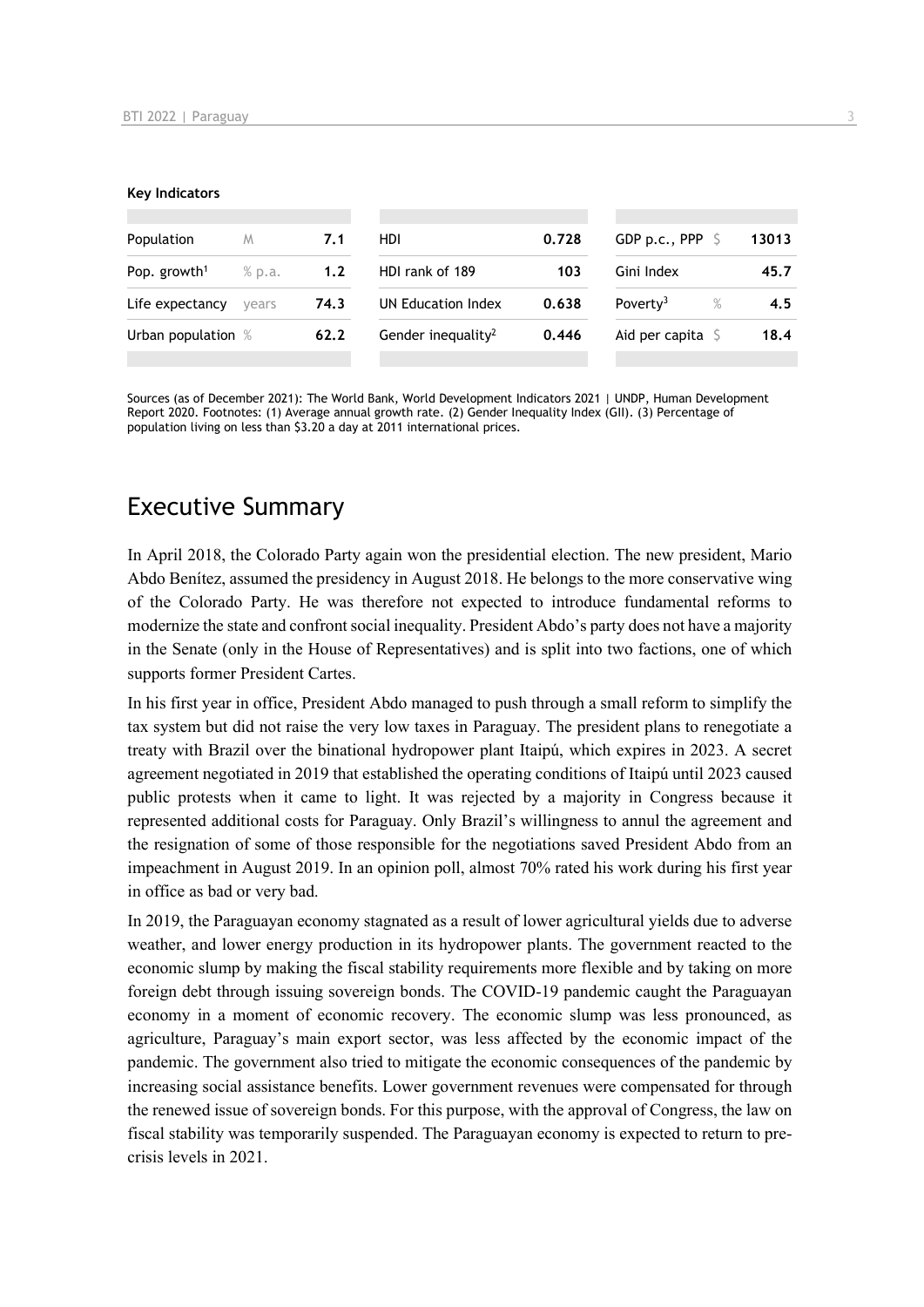**Key Indicators**

| Population | M | 7.1 | HDI | 0.728 | GDP p.c., PPP | $ | 13013 |
|---|---|---|---|---|---|---|---|
| Pop. growth[1] | % p.a. | 1.2 | HDI rank of 189 | 103 | Gini Index | | 45.7 |
| Life expectancy | years | 74.3 | UN Education Index | 0.638 | Poverty[3] | % | 4.5 |
| Urban population | % | 62.2 | Gender inequality[2] | 0.446 | Aid per capita | $ | 18.4 |

Sources (as of December 2021): The World Bank, World Development Indicators 2021 | UNDP, Human Development Report 2020. Footnotes: (1) Average annual growth rate. (2) Gender Inequality Index (GII). (3) Percentage of population living on less than $3.20 a day at 2011 international prices.

## Executive Summary

In April 2018, the Colorado Party again won the presidential election. The new president, Mario Abdo Benítez, assumed the presidency in August 2018. He belongs to the more conservative wing of the Colorado Party. He was therefore not expected to introduce fundamental reforms to modernize the state and confront social inequality. President Abdo's party does not have a majority in the Senate (only in the House of Representatives) and is split into two factions, one of which supports former President Cartes.

In his first year in office, President Abdo managed to push through a small reform to simplify the tax system but did not raise the very low taxes in Paraguay. The president plans to renegotiate a treaty with Brazil over the binational hydropower plant Itaipú, which expires in 2023. A secret agreement negotiated in 2019 that established the operating conditions of Itaipú until 2023 caused public protests when it came to light. It was rejected by a majority in Congress because it represented additional costs for Paraguay. Only Brazil's willingness to annul the agreement and the resignation of some of those responsible for the negotiations saved President Abdo from an impeachment in August 2019. In an opinion poll, almost 70% rated his work during his first year in office as bad or very bad.

In 2019, the Paraguayan economy stagnated as a result of lower agricultural yields due to adverse weather, and lower energy production in its hydropower plants. The government reacted to the economic slump by making the fiscal stability requirements more flexible and by taking on more foreign debt through issuing sovereign bonds. The COVID-19 pandemic caught the Paraguayan economy in a moment of economic recovery. The economic slump was less pronounced, as agriculture, Paraguay's main export sector, was less affected by the economic impact of the pandemic. The government also tried to mitigate the economic consequences of the pandemic by increasing social assistance benefits. Lower government revenues were compensated for through the renewed issue of sovereign bonds. For this purpose, with the approval of Congress, the law on fiscal stability was temporarily suspended. The Paraguayan economy is expected to return to pre-crisis levels in 2021.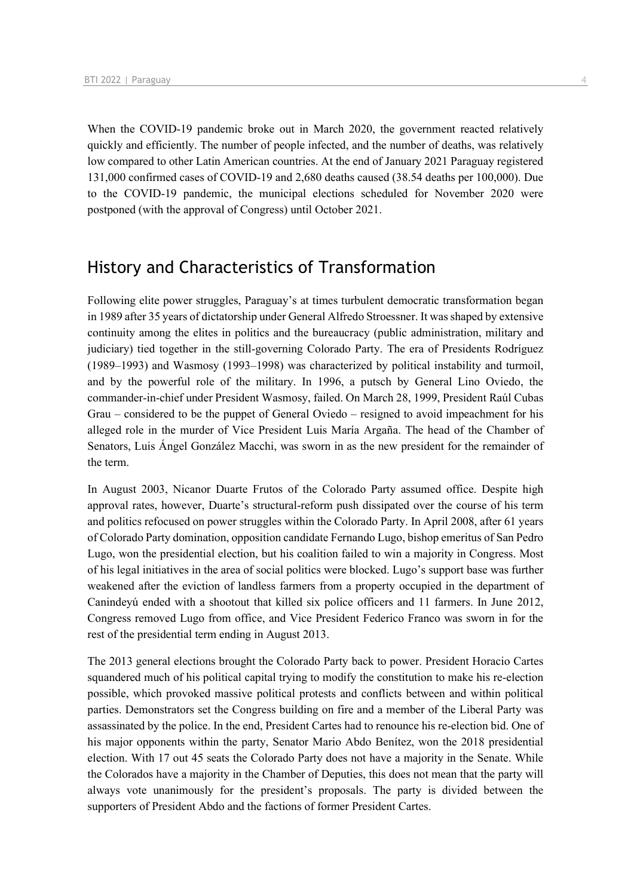When the COVID-19 pandemic broke out in March 2020, the government reacted relatively quickly and efficiently. The number of people infected, and the number of deaths, was relatively low compared to other Latin American countries. At the end of January 2021 Paraguay registered 131,000 confirmed cases of COVID-19 and 2,680 deaths caused (38.54 deaths per 100,000). Due to the COVID-19 pandemic, the municipal elections scheduled for November 2020 were postponed (with the approval of Congress) until October 2021.

## History and Characteristics of Transformation

Following elite power struggles, Paraguay's at times turbulent democratic transformation began in 1989 after 35 years of dictatorship under General Alfredo Stroessner. It was shaped by extensive continuity among the elites in politics and the bureaucracy (public administration, military and judiciary) tied together in the still-governing Colorado Party. The era of Presidents Rodríguez (1989–1993) and Wasmosy (1993–1998) was characterized by political instability and turmoil, and by the powerful role of the military. In 1996, a putsch by General Lino Oviedo, the commander-in-chief under President Wasmosy, failed. On March 28, 1999, President Raúl Cubas Grau – considered to be the puppet of General Oviedo – resigned to avoid impeachment for his alleged role in the murder of Vice President Luis María Argaña. The head of the Chamber of Senators, Luis Ángel González Macchi, was sworn in as the new president for the remainder of the term.

In August 2003, Nicanor Duarte Frutos of the Colorado Party assumed office. Despite high approval rates, however, Duarte's structural-reform push dissipated over the course of his term and politics refocused on power struggles within the Colorado Party. In April 2008, after 61 years of Colorado Party domination, opposition candidate Fernando Lugo, bishop emeritus of San Pedro Lugo, won the presidential election, but his coalition failed to win a majority in Congress. Most of his legal initiatives in the area of social politics were blocked. Lugo's support base was further weakened after the eviction of landless farmers from a property occupied in the department of Canindeyú ended with a shootout that killed six police officers and 11 farmers. In June 2012, Congress removed Lugo from office, and Vice President Federico Franco was sworn in for the rest of the presidential term ending in August 2013.

The 2013 general elections brought the Colorado Party back to power. President Horacio Cartes squandered much of his political capital trying to modify the constitution to make his re-election possible, which provoked massive political protests and conflicts between and within political parties. Demonstrators set the Congress building on fire and a member of the Liberal Party was assassinated by the police. In the end, President Cartes had to renounce his re-election bid. One of his major opponents within the party, Senator Mario Abdo Benítez, won the 2018 presidential election. With 17 out 45 seats the Colorado Party does not have a majority in the Senate. While the Colorados have a majority in the Chamber of Deputies, this does not mean that the party will always vote unanimously for the president's proposals. The party is divided between the supporters of President Abdo and the factions of former President Cartes.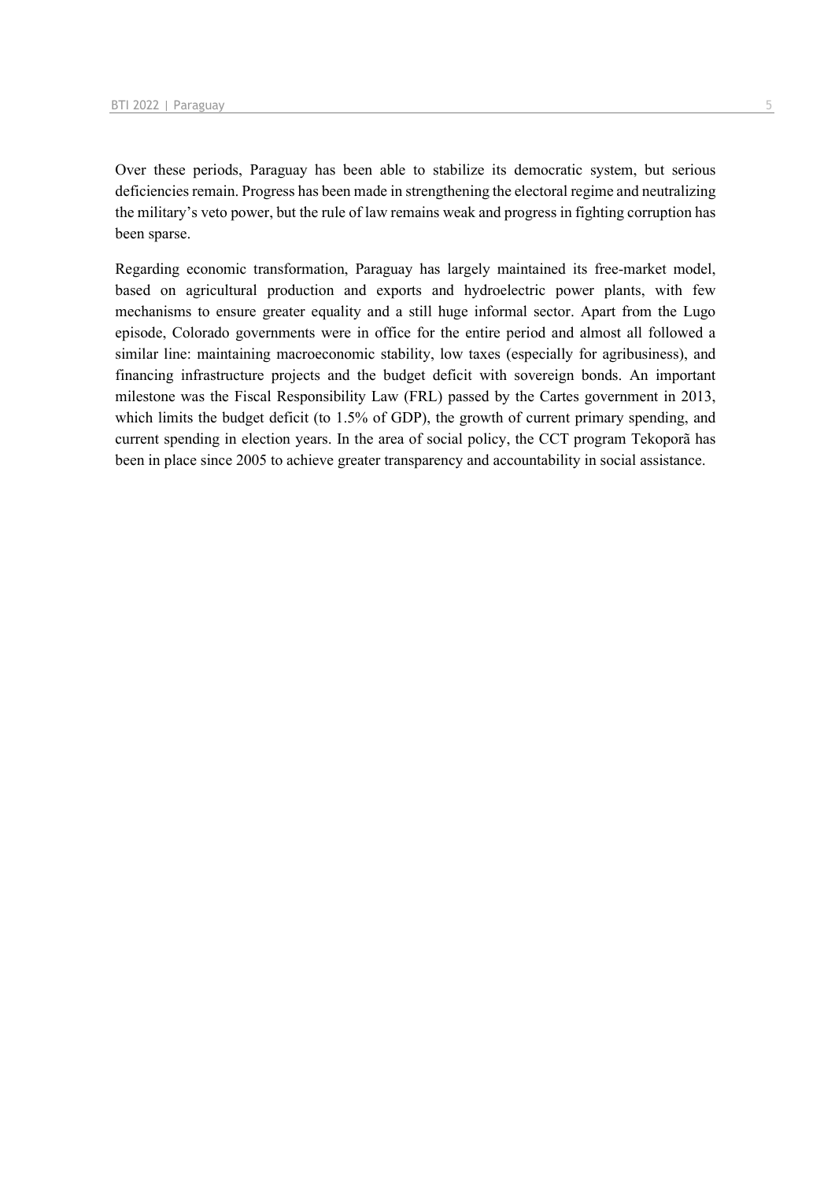Over these periods, Paraguay has been able to stabilize its democratic system, but serious deficiencies remain. Progress has been made in strengthening the electoral regime and neutralizing the military's veto power, but the rule of law remains weak and progress in fighting corruption has been sparse.

Regarding economic transformation, Paraguay has largely maintained its free-market model, based on agricultural production and exports and hydroelectric power plants, with few mechanisms to ensure greater equality and a still huge informal sector. Apart from the Lugo episode, Colorado governments were in office for the entire period and almost all followed a similar line: maintaining macroeconomic stability, low taxes (especially for agribusiness), and financing infrastructure projects and the budget deficit with sovereign bonds. An important milestone was the Fiscal Responsibility Law (FRL) passed by the Cartes government in 2013, which limits the budget deficit (to 1.5% of GDP), the growth of current primary spending, and current spending in election years. In the area of social policy, the CCT program Tekoporã has been in place since 2005 to achieve greater transparency and accountability in social assistance.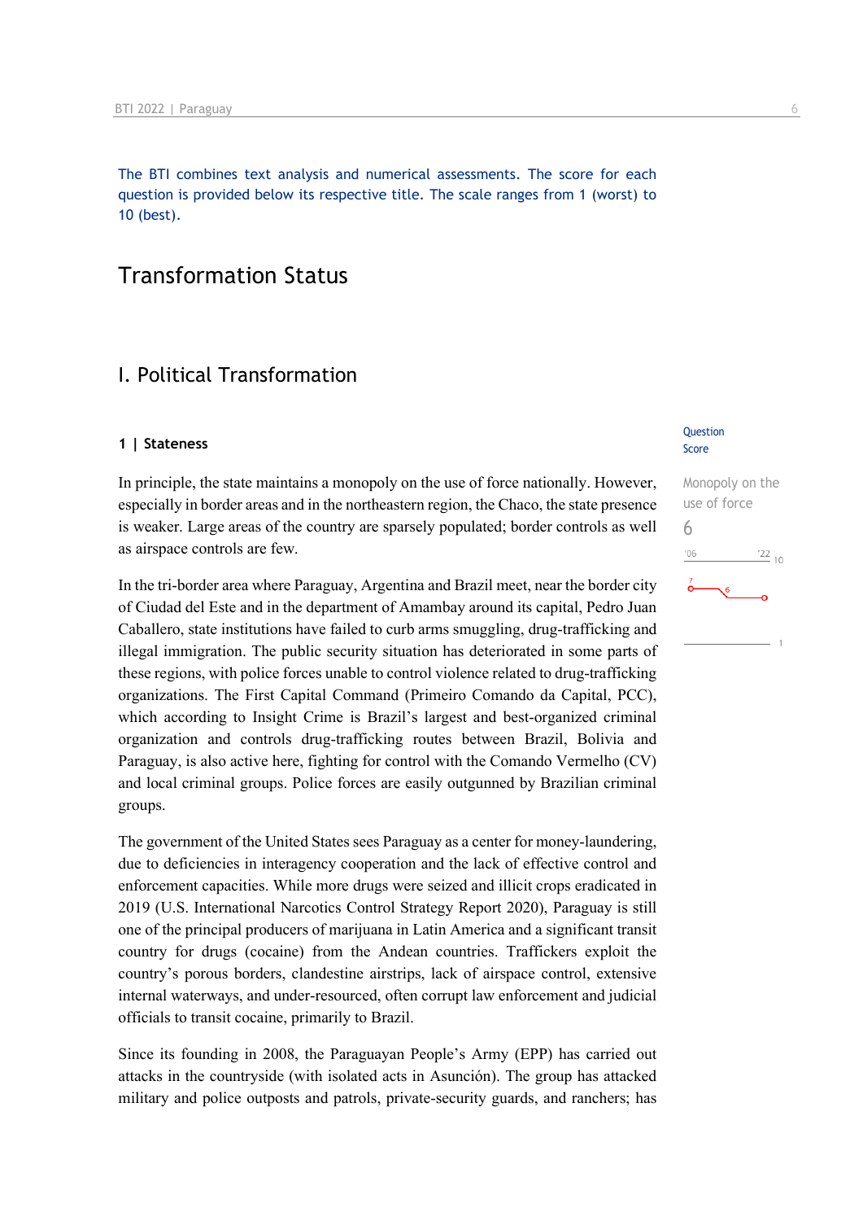The BTI combines text analysis and numerical assessments. The score for each question is provided below its respective title. The scale ranges from 1 (worst) to 10 (best).

# Transformation Status

## I. Political Transformation

### 1 | Stateness

Question Score

Monopoly on the use of force
6

In principle, the state maintains a monopoly on the use of force nationally. However, especially in border areas and in the northeastern region, the Chaco, the state presence is weaker. Large areas of the country are sparsely populated; border controls as well as airspace controls are few.

In the tri-border area where Paraguay, Argentina and Brazil meet, near the border city of Ciudad del Este and in the department of Amambay around its capital, Pedro Juan Caballero, state institutions have failed to curb arms smuggling, drug-trafficking and illegal immigration. The public security situation has deteriorated in some parts of these regions, with police forces unable to control violence related to drug-trafficking organizations. The First Capital Command (Primeiro Comando da Capital, PCC), which according to Insight Crime is Brazil's largest and best-organized criminal organization and controls drug-trafficking routes between Brazil, Bolivia and Paraguay, is also active here, fighting for control with the Comando Vermelho (CV) and local criminal groups. Police forces are easily outgunned by Brazilian criminal groups.

The government of the United States sees Paraguay as a center for money-laundering, due to deficiencies in interagency cooperation and the lack of effective control and enforcement capacities. While more drugs were seized and illicit crops eradicated in 2019 (U.S. International Narcotics Control Strategy Report 2020), Paraguay is still one of the principal producers of marijuana in Latin America and a significant transit country for drugs (cocaine) from the Andean countries. Traffickers exploit the country's porous borders, clandestine airstrips, lack of airspace control, extensive internal waterways, and under-resourced, often corrupt law enforcement and judicial officials to transit cocaine, primarily to Brazil.

Since its founding in 2008, the Paraguayan People's Army (EPP) has carried out attacks in the countryside (with isolated acts in Asunción). The group has attacked military and police outposts and patrols, private-security guards, and ranchers; has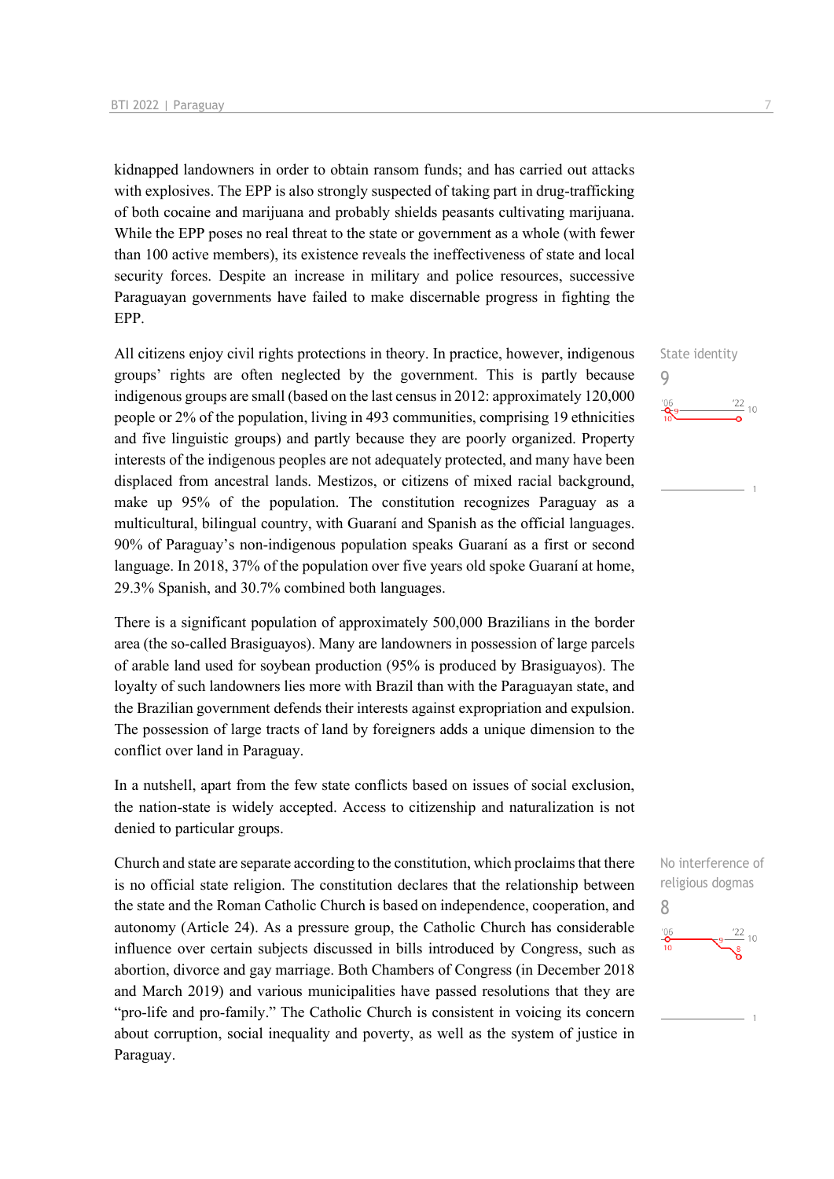kidnapped landowners in order to obtain ransom funds; and has carried out attacks with explosives. The EPP is also strongly suspected of taking part in drug-trafficking of both cocaine and marijuana and probably shields peasants cultivating marijuana. While the EPP poses no real threat to the state or government as a whole (with fewer than 100 active members), its existence reveals the ineffectiveness of state and local security forces. Despite an increase in military and police resources, successive Paraguayan governments have failed to make discernable progress in fighting the EPP.

State identity
9

All citizens enjoy civil rights protections in theory. In practice, however, indigenous groups' rights are often neglected by the government. This is partly because indigenous groups are small (based on the last census in 2012: approximately 120,000 people or 2% of the population, living in 493 communities, comprising 19 ethnicities and five linguistic groups) and partly because they are poorly organized. Property interests of the indigenous peoples are not adequately protected, and many have been displaced from ancestral lands. Mestizos, or citizens of mixed racial background, make up 95% of the population. The constitution recognizes Paraguay as a multicultural, bilingual country, with Guaraní and Spanish as the official languages. 90% of Paraguay's non-indigenous population speaks Guaraní as a first or second language. In 2018, 37% of the population over five years old spoke Guaraní at home, 29.3% Spanish, and 30.7% combined both languages.

There is a significant population of approximately 500,000 Brazilians in the border area (the so-called Brasiguayos). Many are landowners in possession of large parcels of arable land used for soybean production (95% is produced by Brasiguayos). The loyalty of such landowners lies more with Brazil than with the Paraguayan state, and the Brazilian government defends their interests against expropriation and expulsion. The possession of large tracts of land by foreigners adds a unique dimension to the conflict over land in Paraguay.

In a nutshell, apart from the few state conflicts based on issues of social exclusion, the nation-state is widely accepted. Access to citizenship and naturalization is not denied to particular groups.

No interference of religious dogmas
8

Church and state are separate according to the constitution, which proclaims that there is no official state religion. The constitution declares that the relationship between the state and the Roman Catholic Church is based on independence, cooperation, and autonomy (Article 24). As a pressure group, the Catholic Church has considerable influence over certain subjects discussed in bills introduced by Congress, such as abortion, divorce and gay marriage. Both Chambers of Congress (in December 2018 and March 2019) and various municipalities have passed resolutions that they are "pro-life and pro-family." The Catholic Church is consistent in voicing its concern about corruption, social inequality and poverty, as well as the system of justice in Paraguay.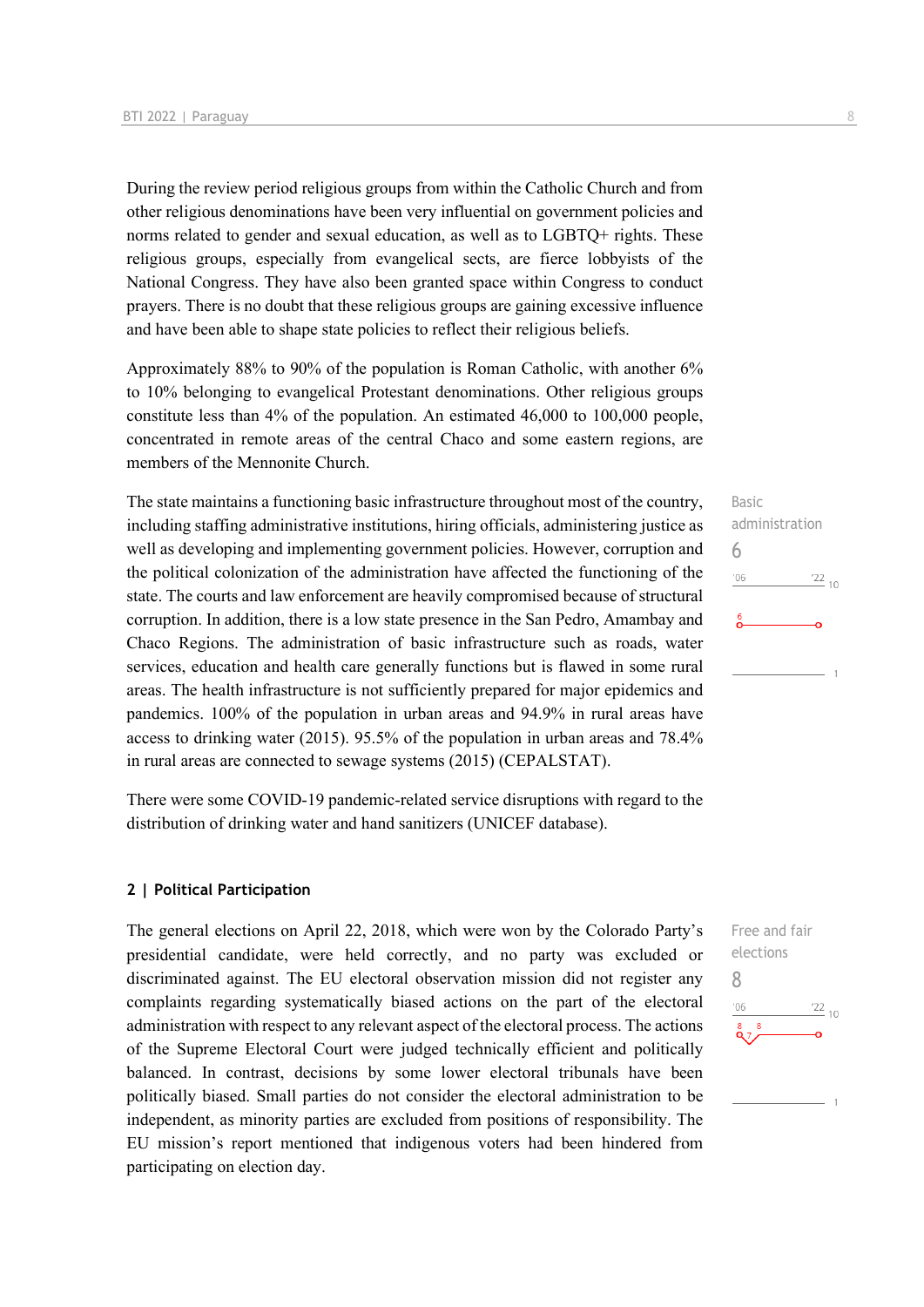During the review period religious groups from within the Catholic Church and from other religious denominations have been very influential on government policies and norms related to gender and sexual education, as well as to LGBTQ+ rights. These religious groups, especially from evangelical sects, are fierce lobbyists of the National Congress. They have also been granted space within Congress to conduct prayers. There is no doubt that these religious groups are gaining excessive influence and have been able to shape state policies to reflect their religious beliefs.

Approximately 88% to 90% of the population is Roman Catholic, with another 6% to 10% belonging to evangelical Protestant denominations. Other religious groups constitute less than 4% of the population. An estimated 46,000 to 100,000 people, concentrated in remote areas of the central Chaco and some eastern regions, are members of the Mennonite Church.

Basic administration
6

The state maintains a functioning basic infrastructure throughout most of the country, including staffing administrative institutions, hiring officials, administering justice as well as developing and implementing government policies. However, corruption and the political colonization of the administration have affected the functioning of the state. The courts and law enforcement are heavily compromised because of structural corruption. In addition, there is a low state presence in the San Pedro, Amambay and Chaco Regions. The administration of basic infrastructure such as roads, water services, education and health care generally functions but is flawed in some rural areas. The health infrastructure is not sufficiently prepared for major epidemics and pandemics. 100% of the population in urban areas and 94.9% in rural areas have access to drinking water (2015). 95.5% of the population in urban areas and 78.4% in rural areas are connected to sewage systems (2015) (CEPALSTAT).

There were some COVID-19 pandemic-related service disruptions with regard to the distribution of drinking water and hand sanitizers (UNICEF database).

## 2 | Political Participation

Free and fair elections
8

The general elections on April 22, 2018, which were won by the Colorado Party's presidential candidate, were held correctly, and no party was excluded or discriminated against. The EU electoral observation mission did not register any complaints regarding systematically biased actions on the part of the electoral administration with respect to any relevant aspect of the electoral process. The actions of the Supreme Electoral Court were judged technically efficient and politically balanced. In contrast, decisions by some lower electoral tribunals have been politically biased. Small parties do not consider the electoral administration to be independent, as minority parties are excluded from positions of responsibility. The EU mission's report mentioned that indigenous voters had been hindered from participating on election day.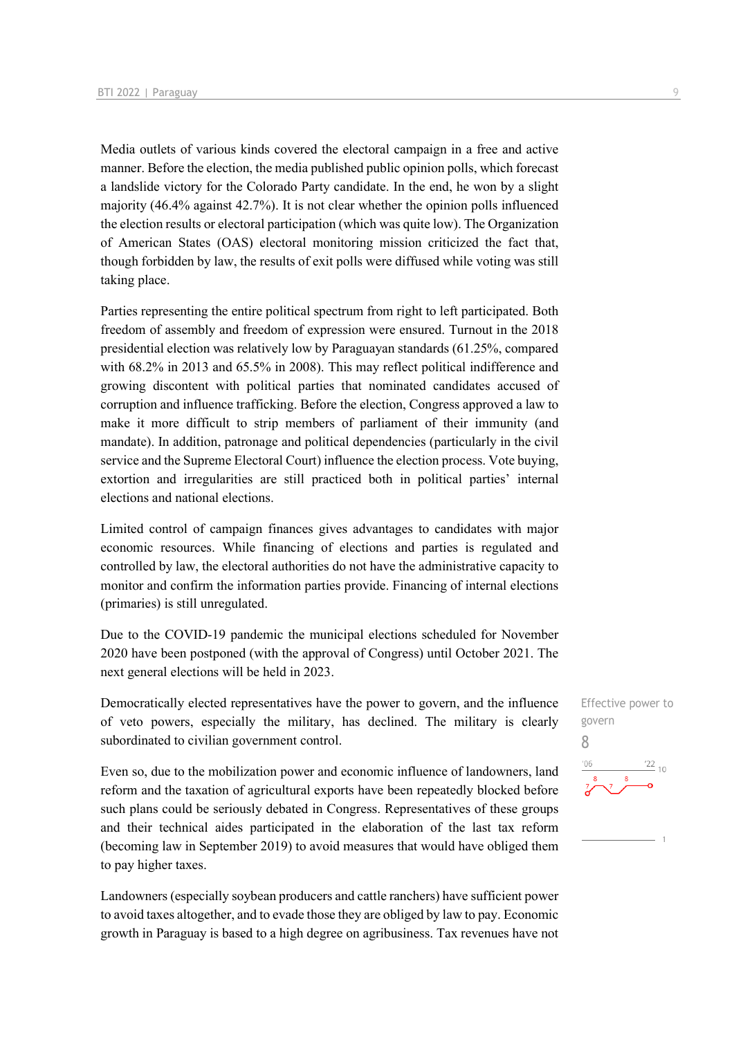Media outlets of various kinds covered the electoral campaign in a free and active manner. Before the election, the media published public opinion polls, which forecast a landslide victory for the Colorado Party candidate. In the end, he won by a slight majority (46.4% against 42.7%). It is not clear whether the opinion polls influenced the election results or electoral participation (which was quite low). The Organization of American States (OAS) electoral monitoring mission criticized the fact that, though forbidden by law, the results of exit polls were diffused while voting was still taking place.

Parties representing the entire political spectrum from right to left participated. Both freedom of assembly and freedom of expression were ensured. Turnout in the 2018 presidential election was relatively low by Paraguayan standards (61.25%, compared with 68.2% in 2013 and 65.5% in 2008). This may reflect political indifference and growing discontent with political parties that nominated candidates accused of corruption and influence trafficking. Before the election, Congress approved a law to make it more difficult to strip members of parliament of their immunity (and mandate). In addition, patronage and political dependencies (particularly in the civil service and the Supreme Electoral Court) influence the election process. Vote buying, extortion and irregularities are still practiced both in political parties' internal elections and national elections.

Limited control of campaign finances gives advantages to candidates with major economic resources. While financing of elections and parties is regulated and controlled by law, the electoral authorities do not have the administrative capacity to monitor and confirm the information parties provide. Financing of internal elections (primaries) is still unregulated.

Due to the COVID-19 pandemic the municipal elections scheduled for November 2020 have been postponed (with the approval of Congress) until October 2021. The next general elections will be held in 2023.

Effective power to govern
8

Democratically elected representatives have the power to govern, and the influence of veto powers, especially the military, has declined. The military is clearly subordinated to civilian government control.

Even so, due to the mobilization power and economic influence of landowners, land reform and the taxation of agricultural exports have been repeatedly blocked before such plans could be seriously debated in Congress. Representatives of these groups and their technical aides participated in the elaboration of the last tax reform (becoming law in September 2019) to avoid measures that would have obliged them to pay higher taxes.

Landowners (especially soybean producers and cattle ranchers) have sufficient power to avoid taxes altogether, and to evade those they are obliged by law to pay. Economic growth in Paraguay is based to a high degree on agribusiness. Tax revenues have not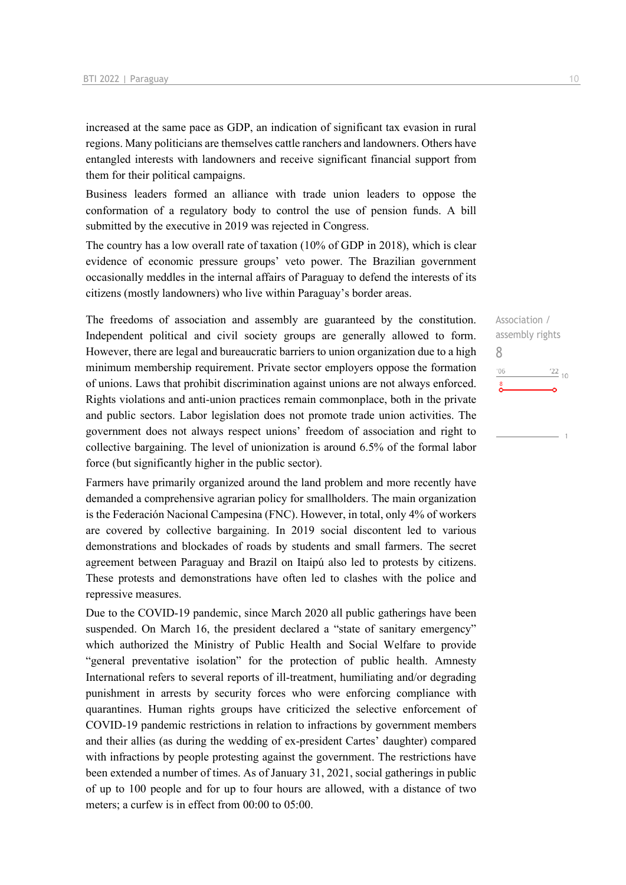increased at the same pace as GDP, an indication of significant tax evasion in rural regions. Many politicians are themselves cattle ranchers and landowners. Others have entangled interests with landowners and receive significant financial support from them for their political campaigns.

Business leaders formed an alliance with trade union leaders to oppose the conformation of a regulatory body to control the use of pension funds. A bill submitted by the executive in 2019 was rejected in Congress.

The country has a low overall rate of taxation (10% of GDP in 2018), which is clear evidence of economic pressure groups' veto power. The Brazilian government occasionally meddles in the internal affairs of Paraguay to defend the interests of its citizens (mostly landowners) who live within Paraguay's border areas.

Association / assembly rights
8

The freedoms of association and assembly are guaranteed by the constitution. Independent political and civil society groups are generally allowed to form. However, there are legal and bureaucratic barriers to union organization due to a high minimum membership requirement. Private sector employers oppose the formation of unions. Laws that prohibit discrimination against unions are not always enforced. Rights violations and anti-union practices remain commonplace, both in the private and public sectors. Labor legislation does not promote trade union activities. The government does not always respect unions' freedom of association and right to collective bargaining. The level of unionization is around 6.5% of the formal labor force (but significantly higher in the public sector).

Farmers have primarily organized around the land problem and more recently have demanded a comprehensive agrarian policy for smallholders. The main organization is the Federación Nacional Campesina (FNC). However, in total, only 4% of workers are covered by collective bargaining. In 2019 social discontent led to various demonstrations and blockades of roads by students and small farmers. The secret agreement between Paraguay and Brazil on Itaipú also led to protests by citizens. These protests and demonstrations have often led to clashes with the police and repressive measures.

Due to the COVID-19 pandemic, since March 2020 all public gatherings have been suspended. On March 16, the president declared a "state of sanitary emergency" which authorized the Ministry of Public Health and Social Welfare to provide "general preventative isolation" for the protection of public health. Amnesty International refers to several reports of ill-treatment, humiliating and/or degrading punishment in arrests by security forces who were enforcing compliance with quarantines. Human rights groups have criticized the selective enforcement of COVID-19 pandemic restrictions in relation to infractions by government members and their allies (as during the wedding of ex-president Cartes' daughter) compared with infractions by people protesting against the government. The restrictions have been extended a number of times. As of January 31, 2021, social gatherings in public of up to 100 people and for up to four hours are allowed, with a distance of two meters; a curfew is in effect from 00:00 to 05:00.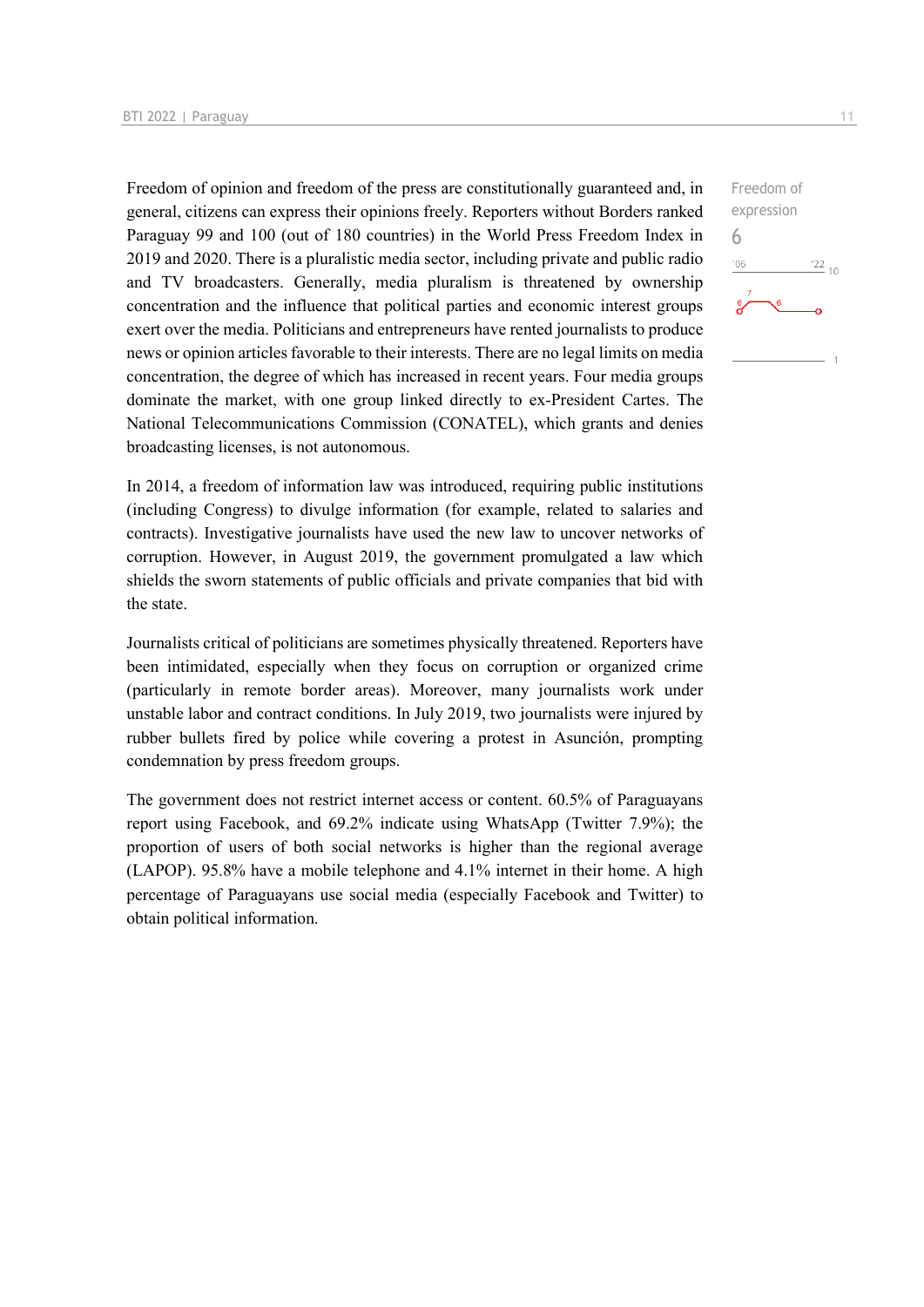Freedom of opinion and freedom of the press are constitutionally guaranteed and, in general, citizens can express their opinions freely. Reporters without Borders ranked Paraguay 99 and 100 (out of 180 countries) in the World Press Freedom Index in 2019 and 2020. There is a pluralistic media sector, including private and public radio and TV broadcasters. Generally, media pluralism is threatened by ownership concentration and the influence that political parties and economic interest groups exert over the media. Politicians and entrepreneurs have rented journalists to produce news or opinion articles favorable to their interests. There are no legal limits on media concentration, the degree of which has increased in recent years. Four media groups dominate the market, with one group linked directly to ex-President Cartes. The National Telecommunications Commission (CONATEL), which grants and denies broadcasting licenses, is not autonomous.

Freedom of expression
6

In 2014, a freedom of information law was introduced, requiring public institutions (including Congress) to divulge information (for example, related to salaries and contracts). Investigative journalists have used the new law to uncover networks of corruption. However, in August 2019, the government promulgated a law which shields the sworn statements of public officials and private companies that bid with the state.

Journalists critical of politicians are sometimes physically threatened. Reporters have been intimidated, especially when they focus on corruption or organized crime (particularly in remote border areas). Moreover, many journalists work under unstable labor and contract conditions. In July 2019, two journalists were injured by rubber bullets fired by police while covering a protest in Asunción, prompting condemnation by press freedom groups.

The government does not restrict internet access or content. 60.5% of Paraguayans report using Facebook, and 69.2% indicate using WhatsApp (Twitter 7.9%); the proportion of users of both social networks is higher than the regional average (LAPOP). 95.8% have a mobile telephone and 4.1% internet in their home. A high percentage of Paraguayans use social media (especially Facebook and Twitter) to obtain political information.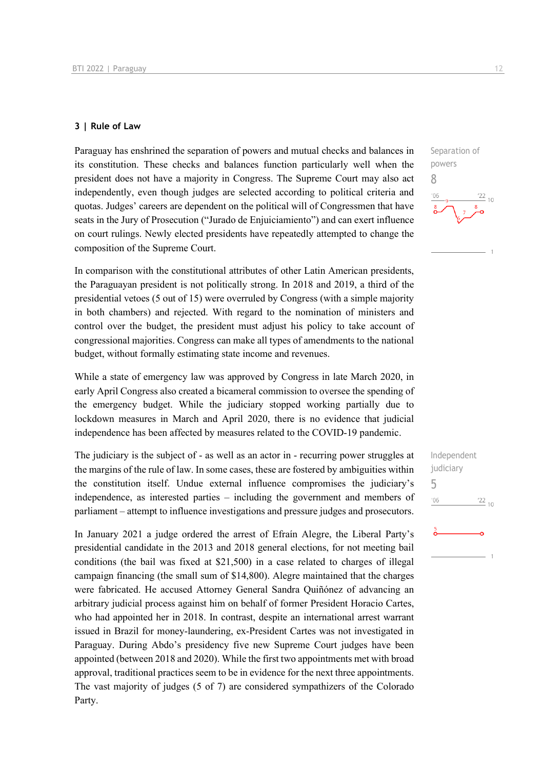### 3 | Rule of Law

Separation of powers
8

Paraguay has enshrined the separation of powers and mutual checks and balances in its constitution. These checks and balances function particularly well when the president does not have a majority in Congress. The Supreme Court may also act independently, even though judges are selected according to political criteria and quotas. Judges' careers are dependent on the political will of Congressmen that have seats in the Jury of Prosecution ("Jurado de Enjuiciamiento") and can exert influence on court rulings. Newly elected presidents have repeatedly attempted to change the composition of the Supreme Court.

In comparison with the constitutional attributes of other Latin American presidents, the Paraguayan president is not politically strong. In 2018 and 2019, a third of the presidential vetoes (5 out of 15) were overruled by Congress (with a simple majority in both chambers) and rejected. With regard to the nomination of ministers and control over the budget, the president must adjust his policy to take account of congressional majorities. Congress can make all types of amendments to the national budget, without formally estimating state income and revenues.

While a state of emergency law was approved by Congress in late March 2020, in early April Congress also created a bicameral commission to oversee the spending of the emergency budget. While the judiciary stopped working partially due to lockdown measures in March and April 2020, there is no evidence that judicial independence has been affected by measures related to the COVID-19 pandemic.

Independent judiciary
5

The judiciary is the subject of - as well as an actor in - recurring power struggles at the margins of the rule of law. In some cases, these are fostered by ambiguities within the constitution itself. Undue external influence compromises the judiciary's independence, as interested parties – including the government and members of parliament – attempt to influence investigations and pressure judges and prosecutors.

In January 2021 a judge ordered the arrest of Efraín Alegre, the Liberal Party's presidential candidate in the 2013 and 2018 general elections, for not meeting bail conditions (the bail was fixed at $21,500) in a case related to charges of illegal campaign financing (the small sum of $14,800). Alegre maintained that the charges were fabricated. He accused Attorney General Sandra Quiñónez of advancing an arbitrary judicial process against him on behalf of former President Horacio Cartes, who had appointed her in 2018. In contrast, despite an international arrest warrant issued in Brazil for money-laundering, ex-President Cartes was not investigated in Paraguay. During Abdo's presidency five new Supreme Court judges have been appointed (between 2018 and 2020). While the first two appointments met with broad approval, traditional practices seem to be in evidence for the next three appointments. The vast majority of judges (5 of 7) are considered sympathizers of the Colorado Party.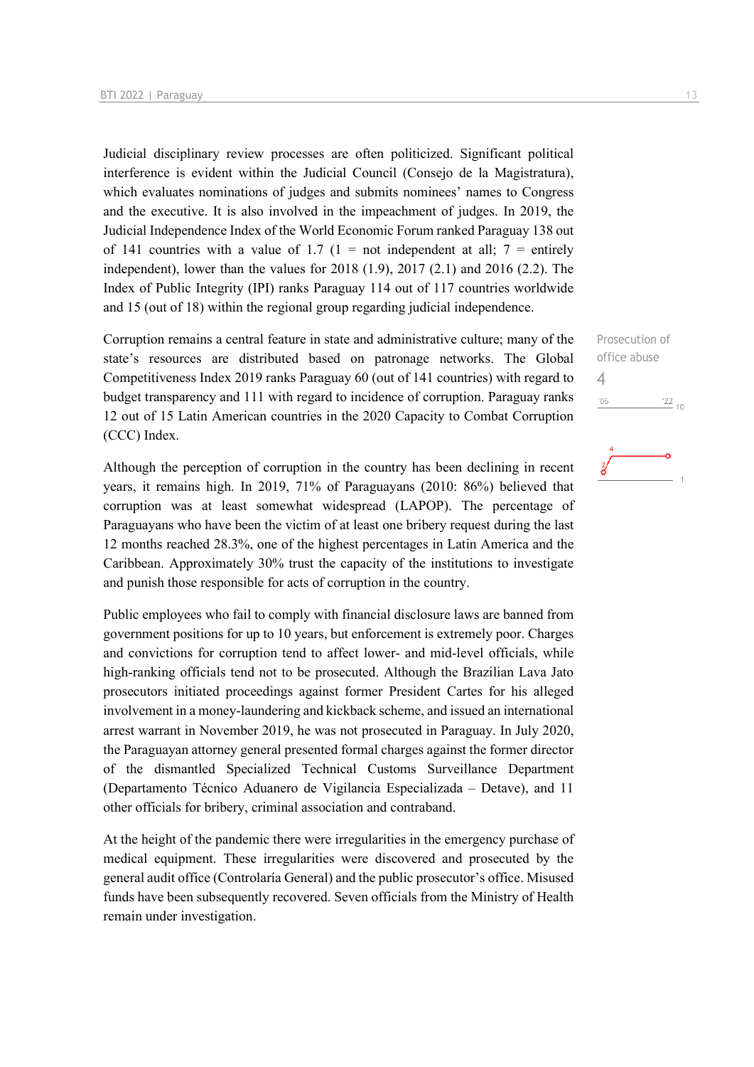Judicial disciplinary review processes are often politicized. Significant political interference is evident within the Judicial Council (Consejo de la Magistratura), which evaluates nominations of judges and submits nominees' names to Congress and the executive. It is also involved in the impeachment of judges. In 2019, the Judicial Independence Index of the World Economic Forum ranked Paraguay 138 out of 141 countries with a value of 1.7 (1 = not independent at all; 7 = entirely independent), lower than the values for 2018 (1.9), 2017 (2.1) and 2016 (2.2). The Index of Public Integrity (IPI) ranks Paraguay 114 out of 117 countries worldwide and 15 (out of 18) within the regional group regarding judicial independence.

Prosecution of office abuse

4

Corruption remains a central feature in state and administrative culture; many of the state's resources are distributed based on patronage networks. The Global Competitiveness Index 2019 ranks Paraguay 60 (out of 141 countries) with regard to budget transparency and 111 with regard to incidence of corruption. Paraguay ranks 12 out of 15 Latin American countries in the 2020 Capacity to Combat Corruption (CCC) Index.

Although the perception of corruption in the country has been declining in recent years, it remains high. In 2019, 71% of Paraguayans (2010: 86%) believed that corruption was at least somewhat widespread (LAPOP). The percentage of Paraguayans who have been the victim of at least one bribery request during the last 12 months reached 28.3%, one of the highest percentages in Latin America and the Caribbean. Approximately 30% trust the capacity of the institutions to investigate and punish those responsible for acts of corruption in the country.

Public employees who fail to comply with financial disclosure laws are banned from government positions for up to 10 years, but enforcement is extremely poor. Charges and convictions for corruption tend to affect lower- and mid-level officials, while high-ranking officials tend not to be prosecuted. Although the Brazilian Lava Jato prosecutors initiated proceedings against former President Cartes for his alleged involvement in a money-laundering and kickback scheme, and issued an international arrest warrant in November 2019, he was not prosecuted in Paraguay. In July 2020, the Paraguayan attorney general presented formal charges against the former director of the dismantled Specialized Technical Customs Surveillance Department (Departamento Técnico Aduanero de Vigilancia Especializada – Detave), and 11 other officials for bribery, criminal association and contraband.

At the height of the pandemic there were irregularities in the emergency purchase of medical equipment. These irregularities were discovered and prosecuted by the general audit office (Controlaría General) and the public prosecutor's office. Misused funds have been subsequently recovered. Seven officials from the Ministry of Health remain under investigation.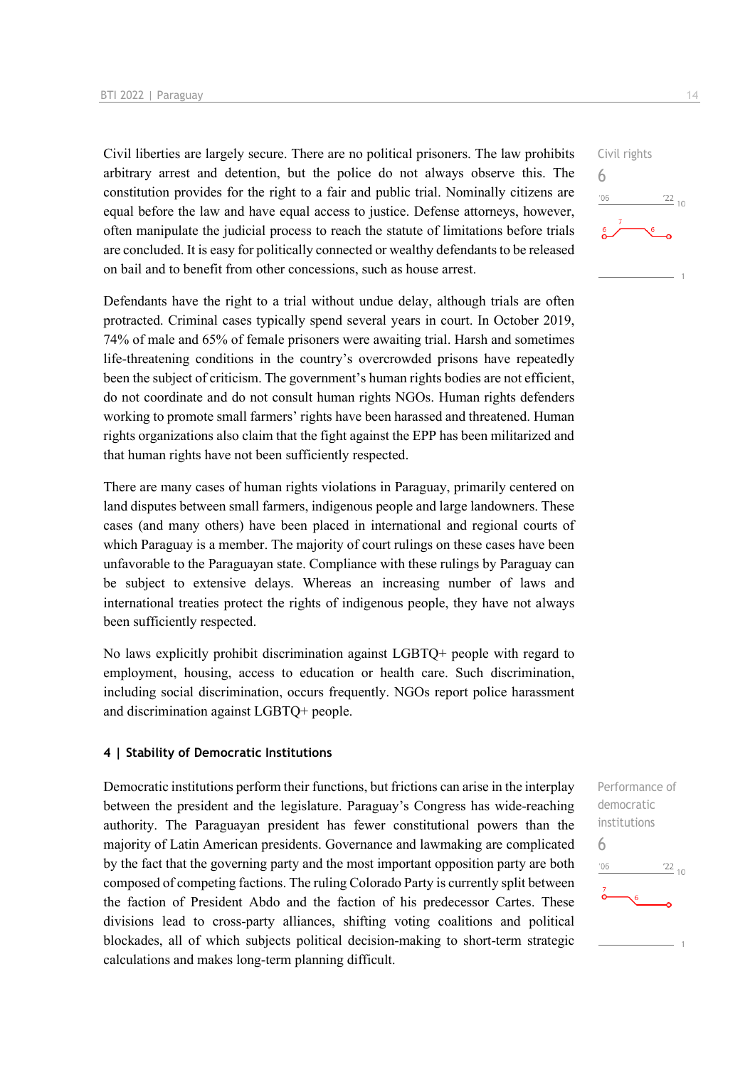Civil liberties are largely secure. There are no political prisoners. The law prohibits arbitrary arrest and detention, but the police do not always observe this. The constitution provides for the right to a fair and public trial. Nominally citizens are equal before the law and have equal access to justice. Defense attorneys, however, often manipulate the judicial process to reach the statute of limitations before trials are concluded. It is easy for politically connected or wealthy defendants to be released on bail and to benefit from other concessions, such as house arrest.

Civil rights
6

Defendants have the right to a trial without undue delay, although trials are often protracted. Criminal cases typically spend several years in court. In October 2019, 74% of male and 65% of female prisoners were awaiting trial. Harsh and sometimes life-threatening conditions in the country's overcrowded prisons have repeatedly been the subject of criticism. The government's human rights bodies are not efficient, do not coordinate and do not consult human rights NGOs. Human rights defenders working to promote small farmers' rights have been harassed and threatened. Human rights organizations also claim that the fight against the EPP has been militarized and that human rights have not been sufficiently respected.

There are many cases of human rights violations in Paraguay, primarily centered on land disputes between small farmers, indigenous people and large landowners. These cases (and many others) have been placed in international and regional courts of which Paraguay is a member. The majority of court rulings on these cases have been unfavorable to the Paraguayan state. Compliance with these rulings by Paraguay can be subject to extensive delays. Whereas an increasing number of laws and international treaties protect the rights of indigenous people, they have not always been sufficiently respected.

No laws explicitly prohibit discrimination against LGBTQ+ people with regard to employment, housing, access to education or health care. Such discrimination, including social discrimination, occurs frequently. NGOs report police harassment and discrimination against LGBTQ+ people.

#### 4 | Stability of Democratic Institutions

Democratic institutions perform their functions, but frictions can arise in the interplay between the president and the legislature. Paraguay's Congress has wide-reaching authority. The Paraguayan president has fewer constitutional powers than the majority of Latin American presidents. Governance and lawmaking are complicated by the fact that the governing party and the most important opposition party are both composed of competing factions. The ruling Colorado Party is currently split between the faction of President Abdo and the faction of his predecessor Cartes. These divisions lead to cross-party alliances, shifting voting coalitions and political blockades, all of which subjects political decision-making to short-term strategic calculations and makes long-term planning difficult.

Performance of democratic institutions
6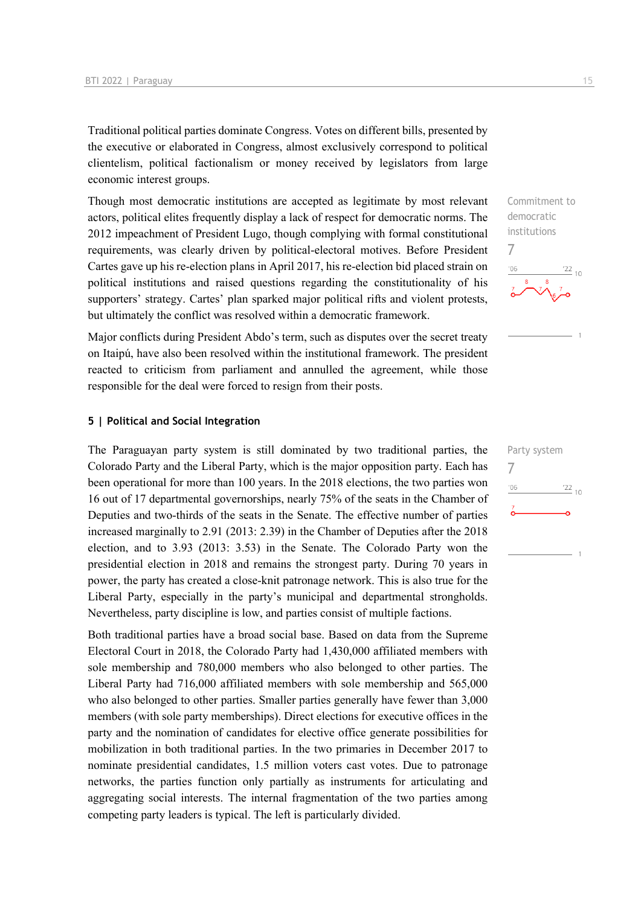Traditional political parties dominate Congress. Votes on different bills, presented by the executive or elaborated in Congress, almost exclusively correspond to political clientelism, political factionalism or money received by legislators from large economic interest groups.

Commitment to democratic institutions
7

Though most democratic institutions are accepted as legitimate by most relevant actors, political elites frequently display a lack of respect for democratic norms. The 2012 impeachment of President Lugo, though complying with formal constitutional requirements, was clearly driven by political-electoral motives. Before President Cartes gave up his re-election plans in April 2017, his re-election bid placed strain on political institutions and raised questions regarding the constitutionality of his supporters' strategy. Cartes' plan sparked major political rifts and violent protests, but ultimately the conflict was resolved within a democratic framework.

Major conflicts during President Abdo's term, such as disputes over the secret treaty on Itaipú, have also been resolved within the institutional framework. The president reacted to criticism from parliament and annulled the agreement, while those responsible for the deal were forced to resign from their posts.

## 5 | Political and Social Integration

Party system
7

The Paraguayan party system is still dominated by two traditional parties, the Colorado Party and the Liberal Party, which is the major opposition party. Each has been operational for more than 100 years. In the 2018 elections, the two parties won 16 out of 17 departmental governorships, nearly 75% of the seats in the Chamber of Deputies and two-thirds of the seats in the Senate. The effective number of parties increased marginally to 2.91 (2013: 2.39) in the Chamber of Deputies after the 2018 election, and to 3.93 (2013: 3.53) in the Senate. The Colorado Party won the presidential election in 2018 and remains the strongest party. During 70 years in power, the party has created a close-knit patronage network. This is also true for the Liberal Party, especially in the party's municipal and departmental strongholds. Nevertheless, party discipline is low, and parties consist of multiple factions.

Both traditional parties have a broad social base. Based on data from the Supreme Electoral Court in 2018, the Colorado Party had 1,430,000 affiliated members with sole membership and 780,000 members who also belonged to other parties. The Liberal Party had 716,000 affiliated members with sole membership and 565,000 who also belonged to other parties. Smaller parties generally have fewer than 3,000 members (with sole party memberships). Direct elections for executive offices in the party and the nomination of candidates for elective office generate possibilities for mobilization in both traditional parties. In the two primaries in December 2017 to nominate presidential candidates, 1.5 million voters cast votes. Due to patronage networks, the parties function only partially as instruments for articulating and aggregating social interests. The internal fragmentation of the two parties among competing party leaders is typical. The left is particularly divided.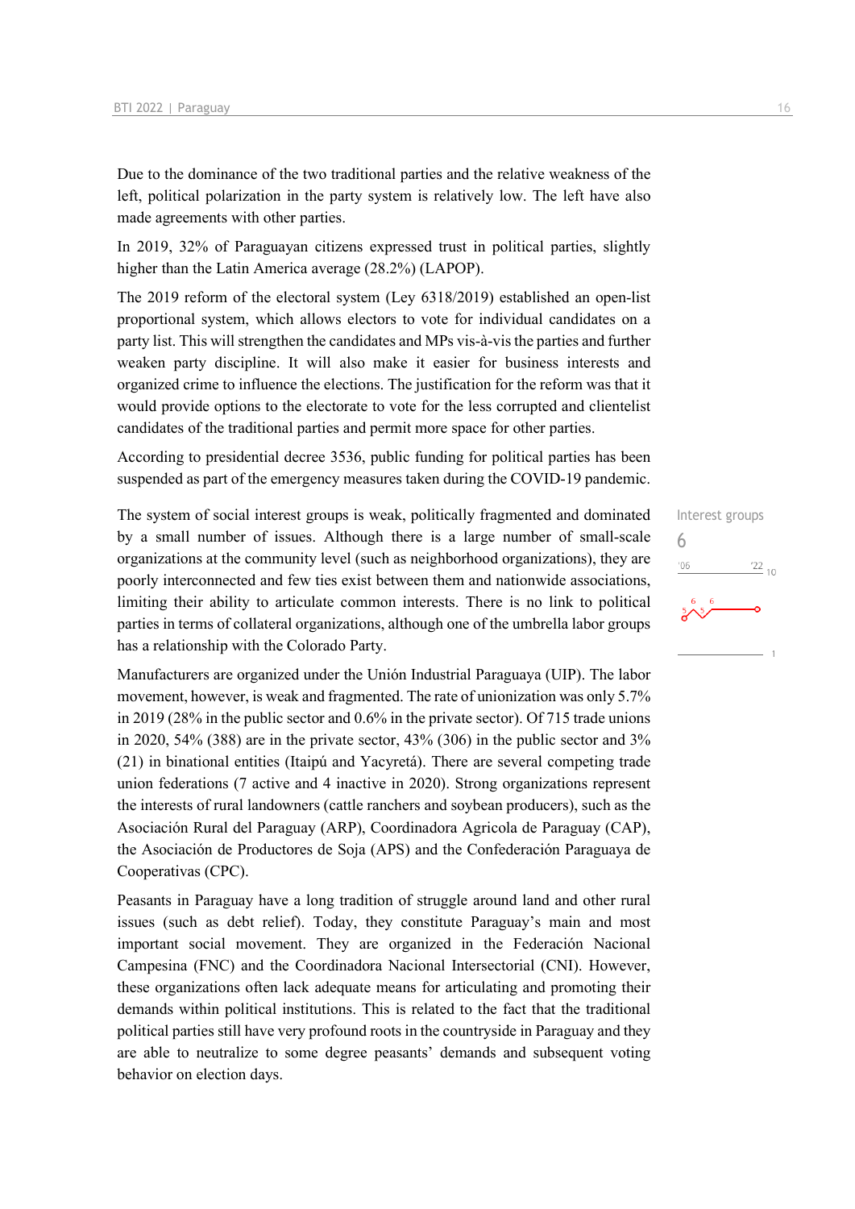Due to the dominance of the two traditional parties and the relative weakness of the left, political polarization in the party system is relatively low. The left have also made agreements with other parties.

In 2019, 32% of Paraguayan citizens expressed trust in political parties, slightly higher than the Latin America average (28.2%) (LAPOP).

The 2019 reform of the electoral system (Ley 6318/2019) established an open-list proportional system, which allows electors to vote for individual candidates on a party list. This will strengthen the candidates and MPs vis-à-vis the parties and further weaken party discipline. It will also make it easier for business interests and organized crime to influence the elections. The justification for the reform was that it would provide options to the electorate to vote for the less corrupted and clientelist candidates of the traditional parties and permit more space for other parties.

According to presidential decree 3536, public funding for political parties has been suspended as part of the emergency measures taken during the COVID-19 pandemic.

Interest groups
6

The system of social interest groups is weak, politically fragmented and dominated by a small number of issues. Although there is a large number of small-scale organizations at the community level (such as neighborhood organizations), they are poorly interconnected and few ties exist between them and nationwide associations, limiting their ability to articulate common interests. There is no link to political parties in terms of collateral organizations, although one of the umbrella labor groups has a relationship with the Colorado Party.

Manufacturers are organized under the Unión Industrial Paraguaya (UIP). The labor movement, however, is weak and fragmented. The rate of unionization was only 5.7% in 2019 (28% in the public sector and 0.6% in the private sector). Of 715 trade unions in 2020, 54% (388) are in the private sector, 43% (306) in the public sector and 3% (21) in binational entities (Itaipú and Yacyretá). There are several competing trade union federations (7 active and 4 inactive in 2020). Strong organizations represent the interests of rural landowners (cattle ranchers and soybean producers), such as the Asociación Rural del Paraguay (ARP), Coordinadora Agricola de Paraguay (CAP), the Asociación de Productores de Soja (APS) and the Confederación Paraguaya de Cooperativas (CPC).

Peasants in Paraguay have a long tradition of struggle around land and other rural issues (such as debt relief). Today, they constitute Paraguay's main and most important social movement. They are organized in the Federación Nacional Campesina (FNC) and the Coordinadora Nacional Intersectorial (CNI). However, these organizations often lack adequate means for articulating and promoting their demands within political institutions. This is related to the fact that the traditional political parties still have very profound roots in the countryside in Paraguay and they are able to neutralize to some degree peasants' demands and subsequent voting behavior on election days.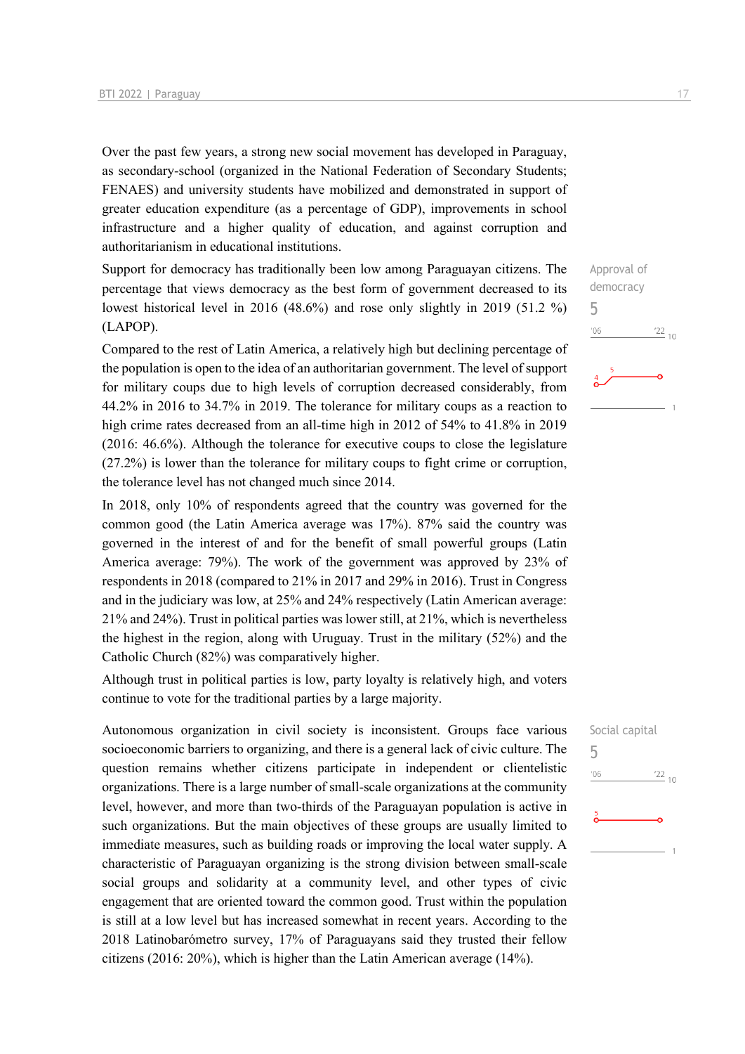Over the past few years, a strong new social movement has developed in Paraguay, as secondary-school (organized in the National Federation of Secondary Students; FENAES) and university students have mobilized and demonstrated in support of greater education expenditure (as a percentage of GDP), improvements in school infrastructure and a higher quality of education, and against corruption and authoritarianism in educational institutions.

Approval of democracy
5

Support for democracy has traditionally been low among Paraguayan citizens. The percentage that views democracy as the best form of government decreased to its lowest historical level in 2016 (48.6%) and rose only slightly in 2019 (51.2 %) (LAPOP).

Compared to the rest of Latin America, a relatively high but declining percentage of the population is open to the idea of an authoritarian government. The level of support for military coups due to high levels of corruption decreased considerably, from 44.2% in 2016 to 34.7% in 2019. The tolerance for military coups as a reaction to high crime rates decreased from an all-time high in 2012 of 54% to 41.8% in 2019 (2016: 46.6%). Although the tolerance for executive coups to close the legislature (27.2%) is lower than the tolerance for military coups to fight crime or corruption, the tolerance level has not changed much since 2014.

In 2018, only 10% of respondents agreed that the country was governed for the common good (the Latin America average was 17%). 87% said the country was governed in the interest of and for the benefit of small powerful groups (Latin America average: 79%). The work of the government was approved by 23% of respondents in 2018 (compared to 21% in 2017 and 29% in 2016). Trust in Congress and in the judiciary was low, at 25% and 24% respectively (Latin American average: 21% and 24%). Trust in political parties was lower still, at 21%, which is nevertheless the highest in the region, along with Uruguay. Trust in the military (52%) and the Catholic Church (82%) was comparatively higher.

Although trust in political parties is low, party loyalty is relatively high, and voters continue to vote for the traditional parties by a large majority.

Social capital
5

Autonomous organization in civil society is inconsistent. Groups face various socioeconomic barriers to organizing, and there is a general lack of civic culture. The question remains whether citizens participate in independent or clientelistic organizations. There is a large number of small-scale organizations at the community level, however, and more than two-thirds of the Paraguayan population is active in such organizations. But the main objectives of these groups are usually limited to immediate measures, such as building roads or improving the local water supply. A characteristic of Paraguayan organizing is the strong division between small-scale social groups and solidarity at a community level, and other types of civic engagement that are oriented toward the common good. Trust within the population is still at a low level but has increased somewhat in recent years. According to the 2018 Latinobarómetro survey, 17% of Paraguayans said they trusted their fellow citizens (2016: 20%), which is higher than the Latin American average (14%).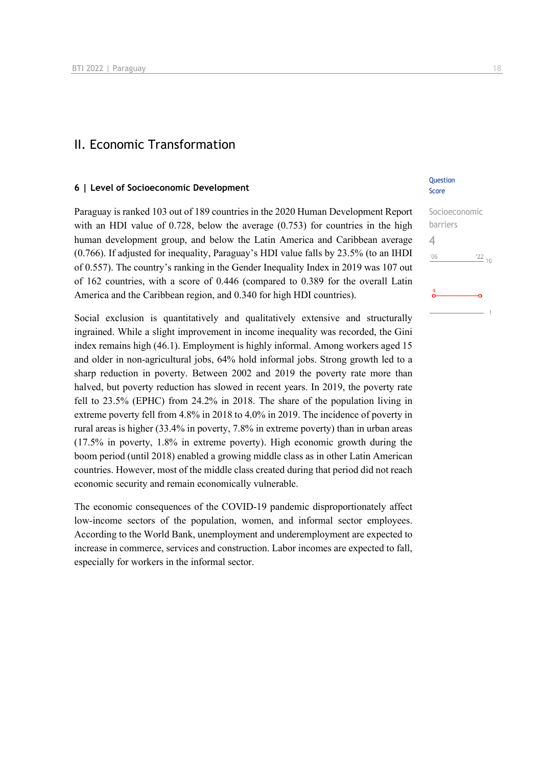## II. Economic Transformation

### 6 | Level of Socioeconomic Development

Question Score

Socioeconomic barriers

4

Paraguay is ranked 103 out of 189 countries in the 2020 Human Development Report with an HDI value of 0.728, below the average (0.753) for countries in the high human development group, and below the Latin America and Caribbean average (0.766). If adjusted for inequality, Paraguay's HDI value falls by 23.5% (to an IHDI of 0.557). The country's ranking in the Gender Inequality Index in 2019 was 107 out of 162 countries, with a score of 0.446 (compared to 0.389 for the overall Latin America and the Caribbean region, and 0.340 for high HDI countries).

Social exclusion is quantitatively and qualitatively extensive and structurally ingrained. While a slight improvement in income inequality was recorded, the Gini index remains high (46.1). Employment is highly informal. Among workers aged 15 and older in non-agricultural jobs, 64% hold informal jobs. Strong growth led to a sharp reduction in poverty. Between 2002 and 2019 the poverty rate more than halved, but poverty reduction has slowed in recent years. In 2019, the poverty rate fell to 23.5% (EPHC) from 24.2% in 2018. The share of the population living in extreme poverty fell from 4.8% in 2018 to 4.0% in 2019. The incidence of poverty in rural areas is higher (33.4% in poverty, 7.8% in extreme poverty) than in urban areas (17.5% in poverty, 1.8% in extreme poverty). High economic growth during the boom period (until 2018) enabled a growing middle class as in other Latin American countries. However, most of the middle class created during that period did not reach economic security and remain economically vulnerable.

The economic consequences of the COVID-19 pandemic disproportionately affect low-income sectors of the population, women, and informal sector employees. According to the World Bank, unemployment and underemployment are expected to increase in commerce, services and construction. Labor incomes are expected to fall, especially for workers in the informal sector.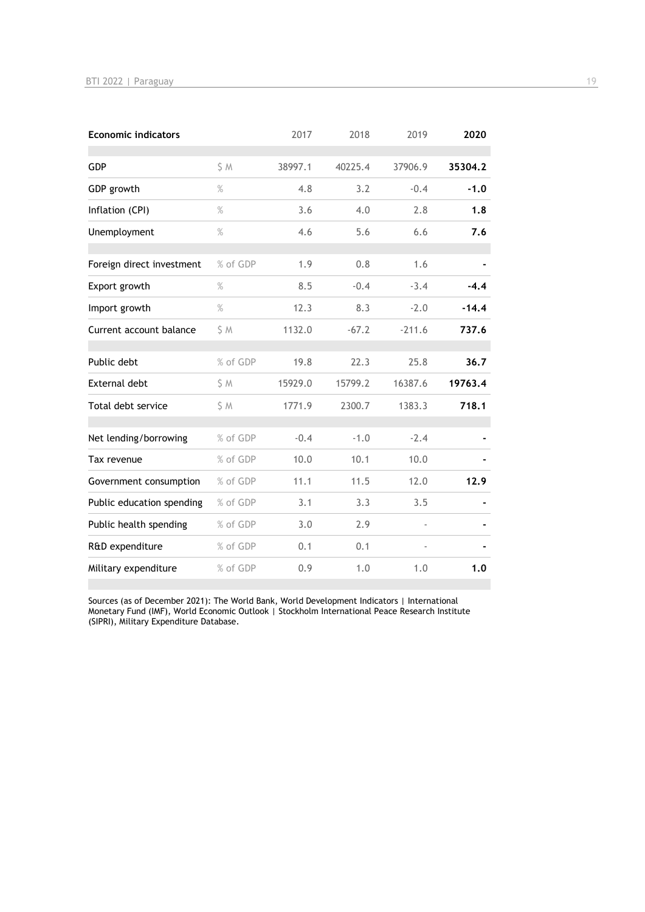| Economic indicators | | 2017 | 2018 | 2019 | **2020** |
|---|---|---|---|---|---|
| GDP | $ M | 38997.1 | 40225.4 | 37906.9 | **35304.2** |
| GDP growth | % | 4.8 | 3.2 | -0.4 | **-1.0** |
| Inflation (CPI) | % | 3.6 | 4.0 | 2.8 | **1.8** |
| Unemployment | % | 4.6 | 5.6 | 6.6 | **7.6** |
| Foreign direct investment | % of GDP | 1.9 | 0.8 | 1.6 | **-** |
| Export growth | % | 8.5 | -0.4 | -3.4 | **-4.4** |
| Import growth | % | 12.3 | 8.3 | -2.0 | **-14.4** |
| Current account balance | $ M | 1132.0 | -67.2 | -211.6 | **737.6** |
| Public debt | % of GDP | 19.8 | 22.3 | 25.8 | **36.7** |
| External debt | $ M | 15929.0 | 15799.2 | 16387.6 | **19763.4** |
| Total debt service | $ M | 1771.9 | 2300.7 | 1383.3 | **718.1** |
| Net lending/borrowing | % of GDP | -0.4 | -1.0 | -2.4 | **-** |
| Tax revenue | % of GDP | 10.0 | 10.1 | 10.0 | **-** |
| Government consumption | % of GDP | 11.1 | 11.5 | 12.0 | **12.9** |
| Public education spending | % of GDP | 3.1 | 3.3 | 3.5 | **-** |
| Public health spending | % of GDP | 3.0 | 2.9 | - | **-** |
| R&D expenditure | % of GDP | 0.1 | 0.1 | - | **-** |
| Military expenditure | % of GDP | 0.9 | 1.0 | 1.0 | **1.0** |

Sources (as of December 2021): The World Bank, World Development Indicators | International Monetary Fund (IMF), World Economic Outlook | Stockholm International Peace Research Institute (SIPRI), Military Expenditure Database.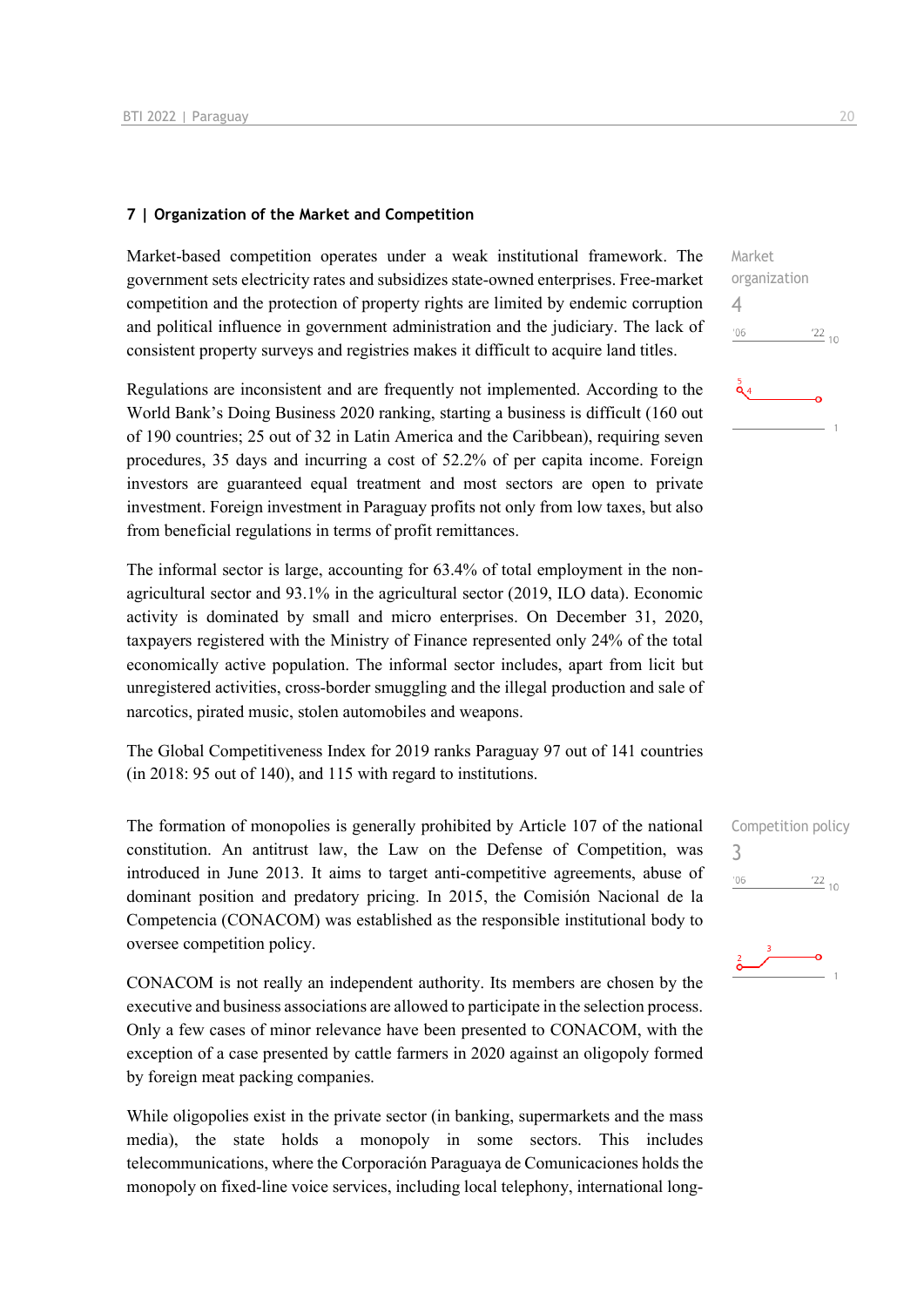## 7 | Organization of the Market and Competition

Market organization
4

Market-based competition operates under a weak institutional framework. The government sets electricity rates and subsidizes state-owned enterprises. Free-market competition and the protection of property rights are limited by endemic corruption and political influence in government administration and the judiciary. The lack of consistent property surveys and registries makes it difficult to acquire land titles.

Regulations are inconsistent and are frequently not implemented. According to the World Bank's Doing Business 2020 ranking, starting a business is difficult (160 out of 190 countries; 25 out of 32 in Latin America and the Caribbean), requiring seven procedures, 35 days and incurring a cost of 52.2% of per capita income. Foreign investors are guaranteed equal treatment and most sectors are open to private investment. Foreign investment in Paraguay profits not only from low taxes, but also from beneficial regulations in terms of profit remittances.

The informal sector is large, accounting for 63.4% of total employment in the non-agricultural sector and 93.1% in the agricultural sector (2019, ILO data). Economic activity is dominated by small and micro enterprises. On December 31, 2020, taxpayers registered with the Ministry of Finance represented only 24% of the total economically active population. The informal sector includes, apart from licit but unregistered activities, cross-border smuggling and the illegal production and sale of narcotics, pirated music, stolen automobiles and weapons.

The Global Competitiveness Index for 2019 ranks Paraguay 97 out of 141 countries (in 2018: 95 out of 140), and 115 with regard to institutions.

Competition policy
3

The formation of monopolies is generally prohibited by Article 107 of the national constitution. An antitrust law, the Law on the Defense of Competition, was introduced in June 2013. It aims to target anti-competitive agreements, abuse of dominant position and predatory pricing. In 2015, the Comisión Nacional de la Competencia (CONACOM) was established as the responsible institutional body to oversee competition policy.

CONACOM is not really an independent authority. Its members are chosen by the executive and business associations are allowed to participate in the selection process. Only a few cases of minor relevance have been presented to CONACOM, with the exception of a case presented by cattle farmers in 2020 against an oligopoly formed by foreign meat packing companies.

While oligopolies exist in the private sector (in banking, supermarkets and the mass media), the state holds a monopoly in some sectors. This includes telecommunications, where the Corporación Paraguaya de Comunicaciones holds the monopoly on fixed-line voice services, including local telephony, international long-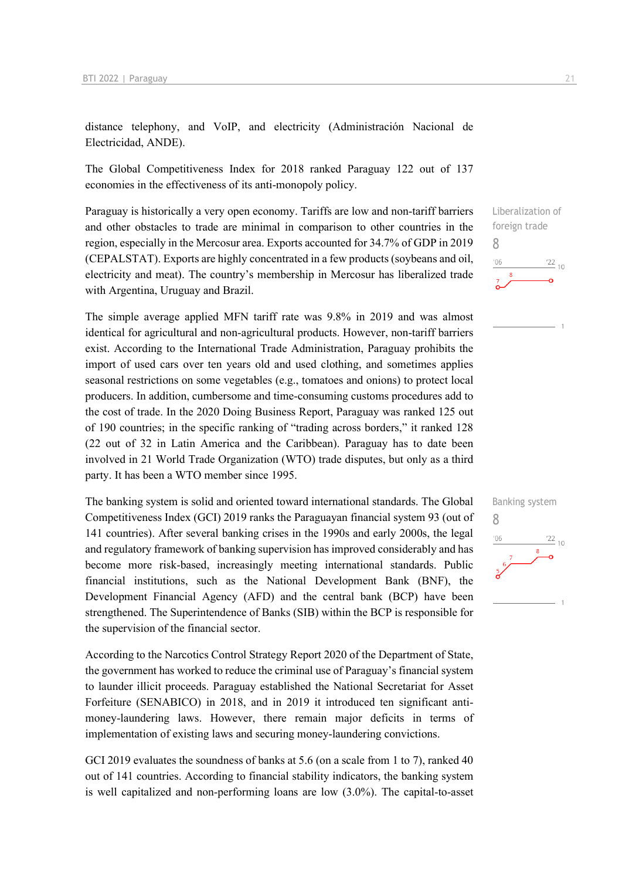distance telephony, and VoIP, and electricity (Administración Nacional de Electricidad, ANDE).

The Global Competitiveness Index for 2018 ranked Paraguay 122 out of 137 economies in the effectiveness of its anti-monopoly policy.

Liberalization of foreign trade
8

Paraguay is historically a very open economy. Tariffs are low and non-tariff barriers and other obstacles to trade are minimal in comparison to other countries in the region, especially in the Mercosur area. Exports accounted for 34.7% of GDP in 2019 (CEPALSTAT). Exports are highly concentrated in a few products (soybeans and oil, electricity and meat). The country's membership in Mercosur has liberalized trade with Argentina, Uruguay and Brazil.

The simple average applied MFN tariff rate was 9.8% in 2019 and was almost identical for agricultural and non-agricultural products. However, non-tariff barriers exist. According to the International Trade Administration, Paraguay prohibits the import of used cars over ten years old and used clothing, and sometimes applies seasonal restrictions on some vegetables (e.g., tomatoes and onions) to protect local producers. In addition, cumbersome and time-consuming customs procedures add to the cost of trade. In the 2020 Doing Business Report, Paraguay was ranked 125 out of 190 countries; in the specific ranking of "trading across borders," it ranked 128 (22 out of 32 in Latin America and the Caribbean). Paraguay has to date been involved in 21 World Trade Organization (WTO) trade disputes, but only as a third party. It has been a WTO member since 1995.

Banking system
8

The banking system is solid and oriented toward international standards. The Global Competitiveness Index (GCI) 2019 ranks the Paraguayan financial system 93 (out of 141 countries). After several banking crises in the 1990s and early 2000s, the legal and regulatory framework of banking supervision has improved considerably and has become more risk-based, increasingly meeting international standards. Public financial institutions, such as the National Development Bank (BNF), the Development Financial Agency (AFD) and the central bank (BCP) have been strengthened. The Superintendence of Banks (SIB) within the BCP is responsible for the supervision of the financial sector.

According to the Narcotics Control Strategy Report 2020 of the Department of State, the government has worked to reduce the criminal use of Paraguay's financial system to launder illicit proceeds. Paraguay established the National Secretariat for Asset Forfeiture (SENABICO) in 2018, and in 2019 it introduced ten significant anti-money-laundering laws. However, there remain major deficits in terms of implementation of existing laws and securing money-laundering convictions.

GCI 2019 evaluates the soundness of banks at 5.6 (on a scale from 1 to 7), ranked 40 out of 141 countries. According to financial stability indicators, the banking system is well capitalized and non-performing loans are low (3.0%). The capital-to-asset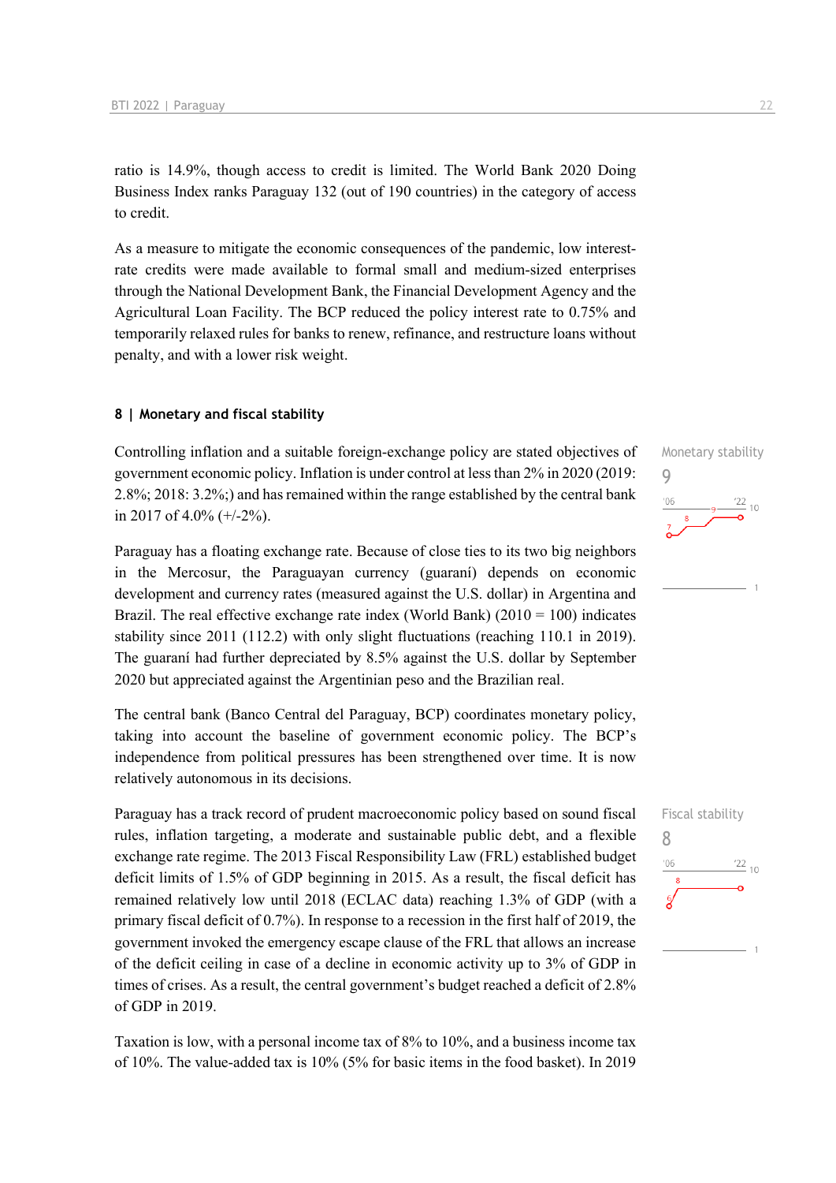ratio is 14.9%, though access to credit is limited. The World Bank 2020 Doing Business Index ranks Paraguay 132 (out of 190 countries) in the category of access to credit.

As a measure to mitigate the economic consequences of the pandemic, low interest-rate credits were made available to formal small and medium-sized enterprises through the National Development Bank, the Financial Development Agency and the Agricultural Loan Facility. The BCP reduced the policy interest rate to 0.75% and temporarily relaxed rules for banks to renew, refinance, and restructure loans without penalty, and with a lower risk weight.

### 8 | Monetary and fiscal stability

Monetary stability
9

Controlling inflation and a suitable foreign-exchange policy are stated objectives of government economic policy. Inflation is under control at less than 2% in 2020 (2019: 2.8%; 2018: 3.2%;) and has remained within the range established by the central bank in 2017 of 4.0% (+/-2%).

Paraguay has a floating exchange rate. Because of close ties to its two big neighbors in the Mercosur, the Paraguayan currency (guaraní) depends on economic development and currency rates (measured against the U.S. dollar) in Argentina and Brazil. The real effective exchange rate index (World Bank) (2010 = 100) indicates stability since 2011 (112.2) with only slight fluctuations (reaching 110.1 in 2019). The guaraní had further depreciated by 8.5% against the U.S. dollar by September 2020 but appreciated against the Argentinian peso and the Brazilian real.

The central bank (Banco Central del Paraguay, BCP) coordinates monetary policy, taking into account the baseline of government economic policy. The BCP's independence from political pressures has been strengthened over time. It is now relatively autonomous in its decisions.

Fiscal stability
8

Paraguay has a track record of prudent macroeconomic policy based on sound fiscal rules, inflation targeting, a moderate and sustainable public debt, and a flexible exchange rate regime. The 2013 Fiscal Responsibility Law (FRL) established budget deficit limits of 1.5% of GDP beginning in 2015. As a result, the fiscal deficit has remained relatively low until 2018 (ECLAC data) reaching 1.3% of GDP (with a primary fiscal deficit of 0.7%). In response to a recession in the first half of 2019, the government invoked the emergency escape clause of the FRL that allows an increase of the deficit ceiling in case of a decline in economic activity up to 3% of GDP in times of crises. As a result, the central government's budget reached a deficit of 2.8% of GDP in 2019.

Taxation is low, with a personal income tax of 8% to 10%, and a business income tax of 10%. The value-added tax is 10% (5% for basic items in the food basket). In 2019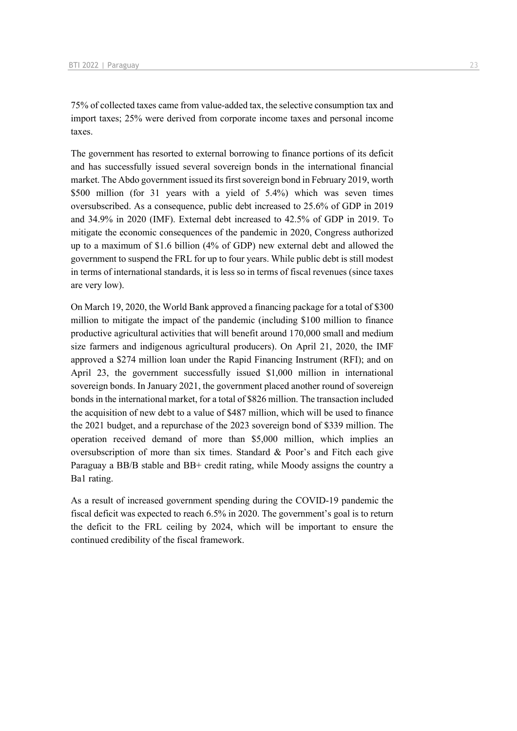75% of collected taxes came from value-added tax, the selective consumption tax and import taxes; 25% were derived from corporate income taxes and personal income taxes.

The government has resorted to external borrowing to finance portions of its deficit and has successfully issued several sovereign bonds in the international financial market. The Abdo government issued its first sovereign bond in February 2019, worth \$500 million (for 31 years with a yield of 5.4%) which was seven times oversubscribed. As a consequence, public debt increased to 25.6% of GDP in 2019 and 34.9% in 2020 (IMF). External debt increased to 42.5% of GDP in 2019. To mitigate the economic consequences of the pandemic in 2020, Congress authorized up to a maximum of \$1.6 billion (4% of GDP) new external debt and allowed the government to suspend the FRL for up to four years. While public debt is still modest in terms of international standards, it is less so in terms of fiscal revenues (since taxes are very low).

On March 19, 2020, the World Bank approved a financing package for a total of \$300 million to mitigate the impact of the pandemic (including \$100 million to finance productive agricultural activities that will benefit around 170,000 small and medium size farmers and indigenous agricultural producers). On April 21, 2020, the IMF approved a \$274 million loan under the Rapid Financing Instrument (RFI); and on April 23, the government successfully issued \$1,000 million in international sovereign bonds. In January 2021, the government placed another round of sovereign bonds in the international market, for a total of \$826 million. The transaction included the acquisition of new debt to a value of \$487 million, which will be used to finance the 2021 budget, and a repurchase of the 2023 sovereign bond of \$339 million. The operation received demand of more than \$5,000 million, which implies an oversubscription of more than six times. Standard & Poor's and Fitch each give Paraguay a BB/B stable and BB+ credit rating, while Moody assigns the country a Ba1 rating.

As a result of increased government spending during the COVID-19 pandemic the fiscal deficit was expected to reach 6.5% in 2020. The government's goal is to return the deficit to the FRL ceiling by 2024, which will be important to ensure the continued credibility of the fiscal framework.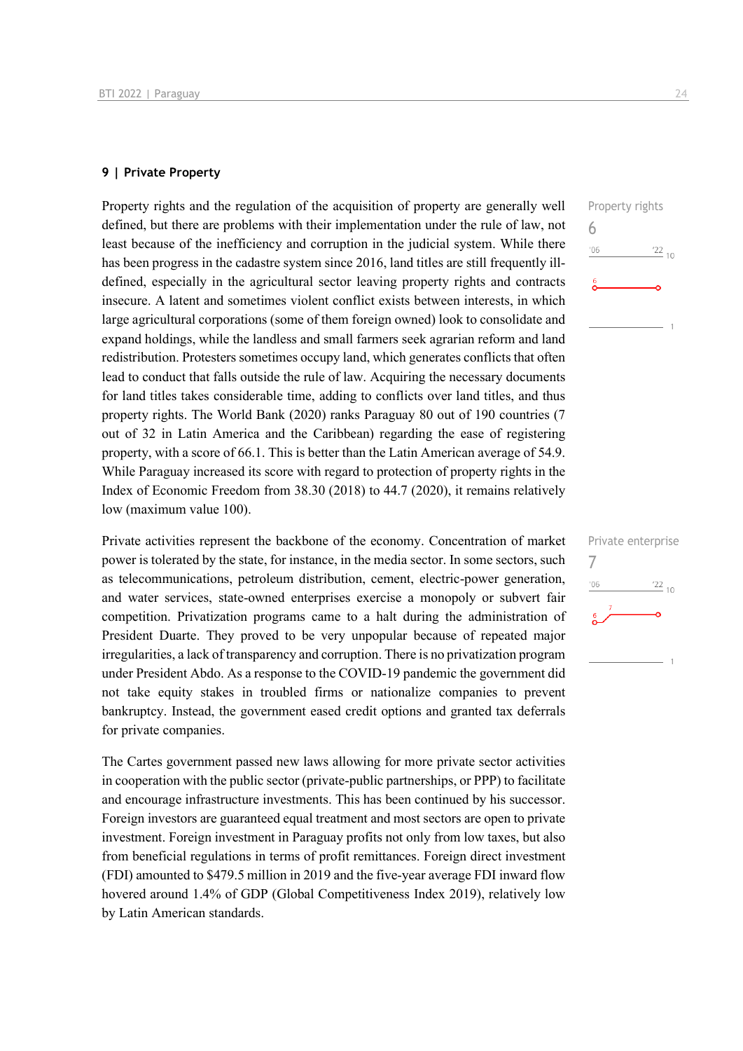## 9 | Private Property

Property rights and the regulation of the acquisition of property are generally well defined, but there are problems with their implementation under the rule of law, not least because of the inefficiency and corruption in the judicial system. While there has been progress in the cadastre system since 2016, land titles are still frequently ill-defined, especially in the agricultural sector leaving property rights and contracts insecure. A latent and sometimes violent conflict exists between interests, in which large agricultural corporations (some of them foreign owned) look to consolidate and expand holdings, while the landless and small farmers seek agrarian reform and land redistribution. Protesters sometimes occupy land, which generates conflicts that often lead to conduct that falls outside the rule of law. Acquiring the necessary documents for land titles takes considerable time, adding to conflicts over land titles, and thus property rights. The World Bank (2020) ranks Paraguay 80 out of 190 countries (7 out of 32 in Latin America and the Caribbean) regarding the ease of registering property, with a score of 66.1. This is better than the Latin American average of 54.9. While Paraguay increased its score with regard to protection of property rights in the Index of Economic Freedom from 38.30 (2018) to 44.7 (2020), it remains relatively low (maximum value 100).

Property rights
6

Private activities represent the backbone of the economy. Concentration of market power is tolerated by the state, for instance, in the media sector. In some sectors, such as telecommunications, petroleum distribution, cement, electric-power generation, and water services, state-owned enterprises exercise a monopoly or subvert fair competition. Privatization programs came to a halt during the administration of President Duarte. They proved to be very unpopular because of repeated major irregularities, a lack of transparency and corruption. There is no privatization program under President Abdo. As a response to the COVID-19 pandemic the government did not take equity stakes in troubled firms or nationalize companies to prevent bankruptcy. Instead, the government eased credit options and granted tax deferrals for private companies.

Private enterprise
7

The Cartes government passed new laws allowing for more private sector activities in cooperation with the public sector (private-public partnerships, or PPP) to facilitate and encourage infrastructure investments. This has been continued by his successor. Foreign investors are guaranteed equal treatment and most sectors are open to private investment. Foreign investment in Paraguay profits not only from low taxes, but also from beneficial regulations in terms of profit remittances. Foreign direct investment (FDI) amounted to $479.5 million in 2019 and the five-year average FDI inward flow hovered around 1.4% of GDP (Global Competitiveness Index 2019), relatively low by Latin American standards.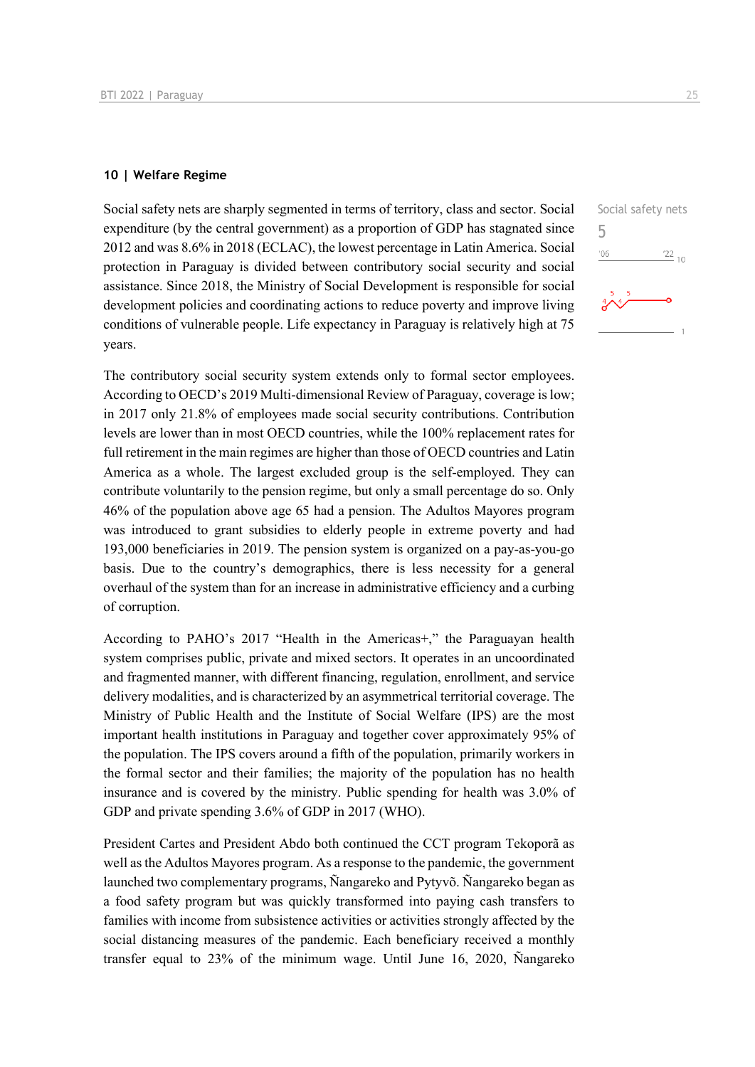## 10 | Welfare Regime

Social safety nets
5

Social safety nets are sharply segmented in terms of territory, class and sector. Social expenditure (by the central government) as a proportion of GDP has stagnated since 2012 and was 8.6% in 2018 (ECLAC), the lowest percentage in Latin America. Social protection in Paraguay is divided between contributory social security and social assistance. Since 2018, the Ministry of Social Development is responsible for social development policies and coordinating actions to reduce poverty and improve living conditions of vulnerable people. Life expectancy in Paraguay is relatively high at 75 years.

The contributory social security system extends only to formal sector employees. According to OECD's 2019 Multi-dimensional Review of Paraguay, coverage is low; in 2017 only 21.8% of employees made social security contributions. Contribution levels are lower than in most OECD countries, while the 100% replacement rates for full retirement in the main regimes are higher than those of OECD countries and Latin America as a whole. The largest excluded group is the self-employed. They can contribute voluntarily to the pension regime, but only a small percentage do so. Only 46% of the population above age 65 had a pension. The Adultos Mayores program was introduced to grant subsidies to elderly people in extreme poverty and had 193,000 beneficiaries in 2019. The pension system is organized on a pay-as-you-go basis. Due to the country's demographics, there is less necessity for a general overhaul of the system than for an increase in administrative efficiency and a curbing of corruption.

According to PAHO's 2017 "Health in the Americas+," the Paraguayan health system comprises public, private and mixed sectors. It operates in an uncoordinated and fragmented manner, with different financing, regulation, enrollment, and service delivery modalities, and is characterized by an asymmetrical territorial coverage. The Ministry of Public Health and the Institute of Social Welfare (IPS) are the most important health institutions in Paraguay and together cover approximately 95% of the population. The IPS covers around a fifth of the population, primarily workers in the formal sector and their families; the majority of the population has no health insurance and is covered by the ministry. Public spending for health was 3.0% of GDP and private spending 3.6% of GDP in 2017 (WHO).

President Cartes and President Abdo both continued the CCT program Tekoporã as well as the Adultos Mayores program. As a response to the pandemic, the government launched two complementary programs, Ñangareko and Pytyvõ. Ñangareko began as a food safety program but was quickly transformed into paying cash transfers to families with income from subsistence activities or activities strongly affected by the social distancing measures of the pandemic. Each beneficiary received a monthly transfer equal to 23% of the minimum wage. Until June 16, 2020, Ñangareko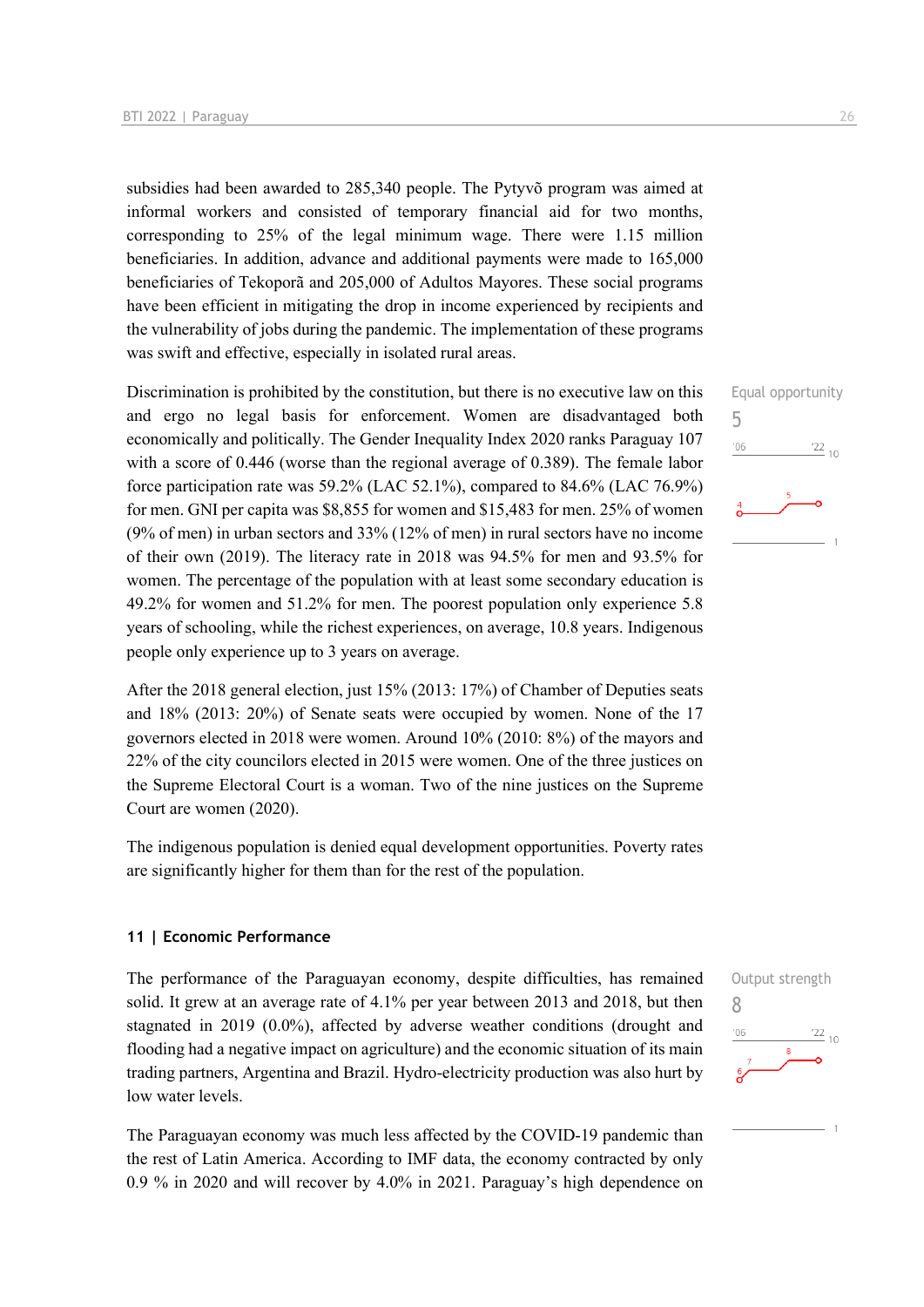subsidies had been awarded to 285,340 people. The Pytyvõ program was aimed at informal workers and consisted of temporary financial aid for two months, corresponding to 25% of the legal minimum wage. There were 1.15 million beneficiaries. In addition, advance and additional payments were made to 165,000 beneficiaries of Tekoporã and 205,000 of Adultos Mayores. These social programs have been efficient in mitigating the drop in income experienced by recipients and the vulnerability of jobs during the pandemic. The implementation of these programs was swift and effective, especially in isolated rural areas.

Equal opportunity
5

Discrimination is prohibited by the constitution, but there is no executive law on this and ergo no legal basis for enforcement. Women are disadvantaged both economically and politically. The Gender Inequality Index 2020 ranks Paraguay 107 with a score of 0.446 (worse than the regional average of 0.389). The female labor force participation rate was 59.2% (LAC 52.1%), compared to 84.6% (LAC 76.9%) for men. GNI per capita was $8,855 for women and $15,483 for men. 25% of women (9% of men) in urban sectors and 33% (12% of men) in rural sectors have no income of their own (2019). The literacy rate in 2018 was 94.5% for men and 93.5% for women. The percentage of the population with at least some secondary education is 49.2% for women and 51.2% for men. The poorest population only experience 5.8 years of schooling, while the richest experiences, on average, 10.8 years. Indigenous people only experience up to 3 years on average.

After the 2018 general election, just 15% (2013: 17%) of Chamber of Deputies seats and 18% (2013: 20%) of Senate seats were occupied by women. None of the 17 governors elected in 2018 were women. Around 10% (2010: 8%) of the mayors and 22% of the city councilors elected in 2015 were women. One of the three justices on the Supreme Electoral Court is a woman. Two of the nine justices on the Supreme Court are women (2020).

The indigenous population is denied equal development opportunities. Poverty rates are significantly higher for them than for the rest of the population.

## 11 | Economic Performance

Output strength
8

The performance of the Paraguayan economy, despite difficulties, has remained solid. It grew at an average rate of 4.1% per year between 2013 and 2018, but then stagnated in 2019 (0.0%), affected by adverse weather conditions (drought and flooding had a negative impact on agriculture) and the economic situation of its main trading partners, Argentina and Brazil. Hydro-electricity production was also hurt by low water levels.

The Paraguayan economy was much less affected by the COVID-19 pandemic than the rest of Latin America. According to IMF data, the economy contracted by only 0.9 % in 2020 and will recover by 4.0% in 2021. Paraguay's high dependence on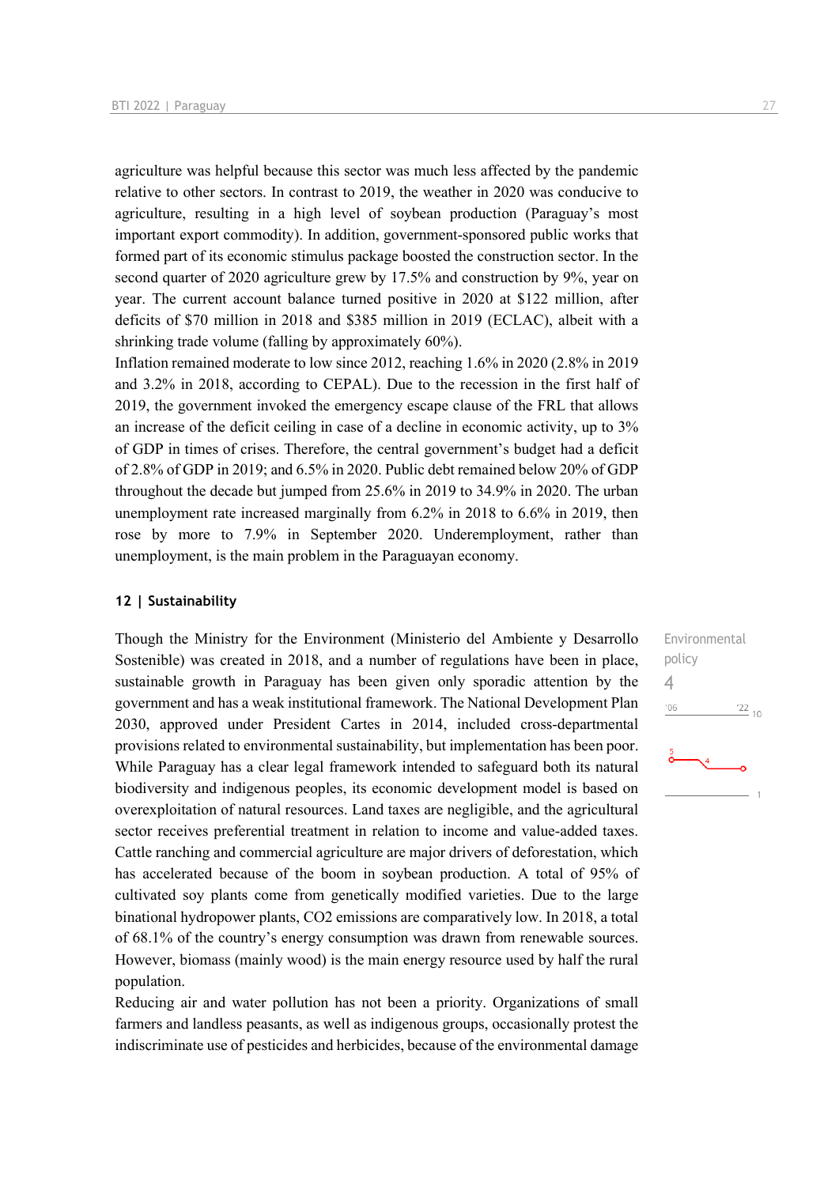agriculture was helpful because this sector was much less affected by the pandemic relative to other sectors. In contrast to 2019, the weather in 2020 was conducive to agriculture, resulting in a high level of soybean production (Paraguay's most important export commodity). In addition, government-sponsored public works that formed part of its economic stimulus package boosted the construction sector. In the second quarter of 2020 agriculture grew by 17.5% and construction by 9%, year on year. The current account balance turned positive in 2020 at $122 million, after deficits of $70 million in 2018 and $385 million in 2019 (ECLAC), albeit with a shrinking trade volume (falling by approximately 60%).

Inflation remained moderate to low since 2012, reaching 1.6% in 2020 (2.8% in 2019 and 3.2% in 2018, according to CEPAL). Due to the recession in the first half of 2019, the government invoked the emergency escape clause of the FRL that allows an increase of the deficit ceiling in case of a decline in economic activity, up to 3% of GDP in times of crises. Therefore, the central government's budget had a deficit of 2.8% of GDP in 2019; and 6.5% in 2020. Public debt remained below 20% of GDP throughout the decade but jumped from 25.6% in 2019 to 34.9% in 2020. The urban unemployment rate increased marginally from 6.2% in 2018 to 6.6% in 2019, then rose by more to 7.9% in September 2020. Underemployment, rather than unemployment, is the main problem in the Paraguayan economy.

## 12 | Sustainability

Environmental policy

4

Though the Ministry for the Environment (Ministerio del Ambiente y Desarrollo Sostenible) was created in 2018, and a number of regulations have been in place, sustainable growth in Paraguay has been given only sporadic attention by the government and has a weak institutional framework. The National Development Plan 2030, approved under President Cartes in 2014, included cross-departmental provisions related to environmental sustainability, but implementation has been poor. While Paraguay has a clear legal framework intended to safeguard both its natural biodiversity and indigenous peoples, its economic development model is based on overexploitation of natural resources. Land taxes are negligible, and the agricultural sector receives preferential treatment in relation to income and value-added taxes. Cattle ranching and commercial agriculture are major drivers of deforestation, which has accelerated because of the boom in soybean production. A total of 95% of cultivated soy plants come from genetically modified varieties. Due to the large binational hydropower plants, $CO_2$ emissions are comparatively low. In 2018, a total of 68.1% of the country's energy consumption was drawn from renewable sources. However, biomass (mainly wood) is the main energy resource used by half the rural population.

Reducing air and water pollution has not been a priority. Organizations of small farmers and landless peasants, as well as indigenous groups, occasionally protest the indiscriminate use of pesticides and herbicides, because of the environmental damage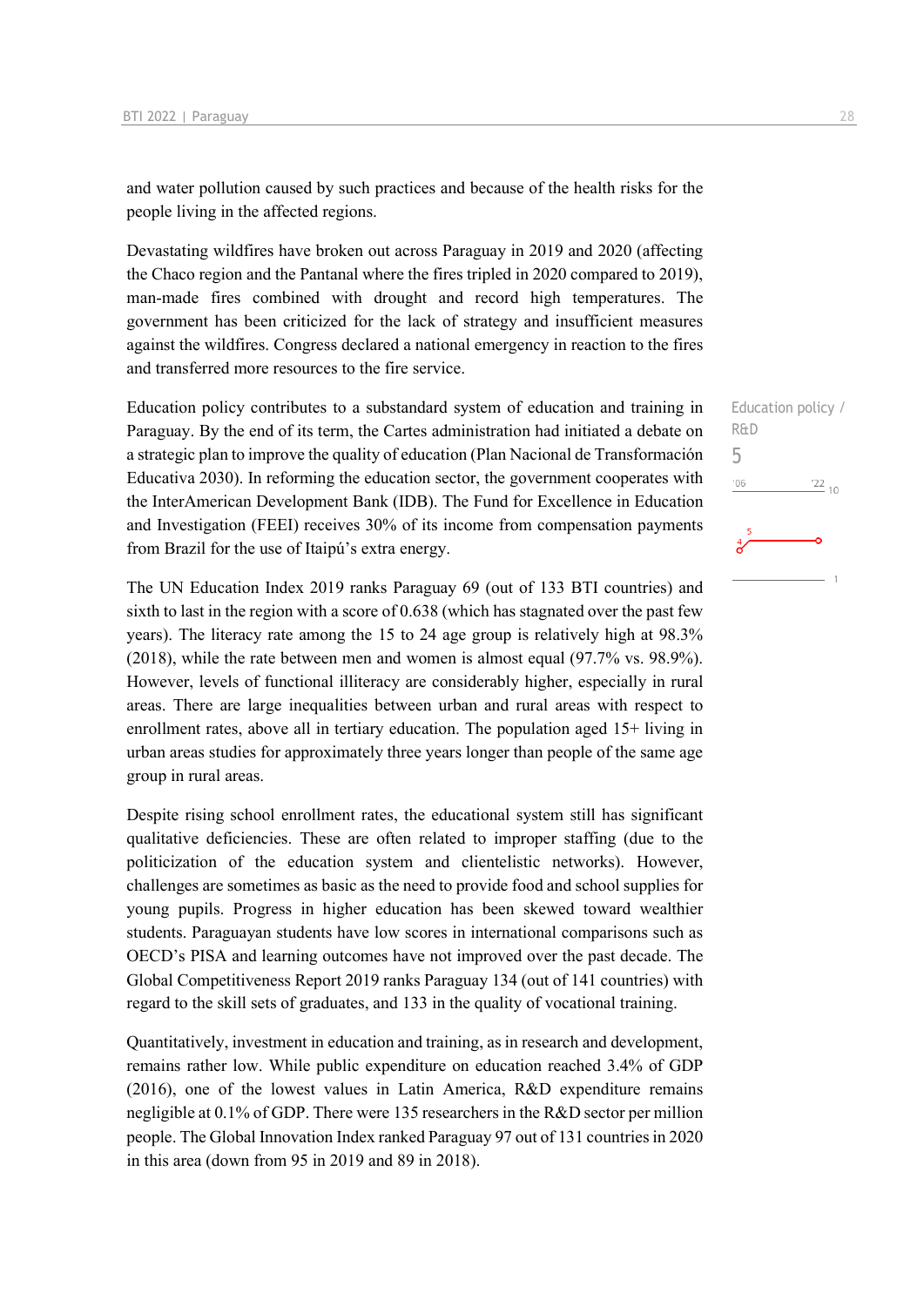and water pollution caused by such practices and because of the health risks for the people living in the affected regions.

Devastating wildfires have broken out across Paraguay in 2019 and 2020 (affecting the Chaco region and the Pantanal where the fires tripled in 2020 compared to 2019), man-made fires combined with drought and record high temperatures. The government has been criticized for the lack of strategy and insufficient measures against the wildfires. Congress declared a national emergency in reaction to the fires and transferred more resources to the fire service.

Education policy / R&D

5

Education policy contributes to a substandard system of education and training in Paraguay. By the end of its term, the Cartes administration had initiated a debate on a strategic plan to improve the quality of education (Plan Nacional de Transformación Educativa 2030). In reforming the education sector, the government cooperates with the InterAmerican Development Bank (IDB). The Fund for Excellence in Education and Investigation (FEEI) receives 30% of its income from compensation payments from Brazil for the use of Itaipú's extra energy.

The UN Education Index 2019 ranks Paraguay 69 (out of 133 BTI countries) and sixth to last in the region with a score of 0.638 (which has stagnated over the past few years). The literacy rate among the 15 to 24 age group is relatively high at 98.3% (2018), while the rate between men and women is almost equal (97.7% vs. 98.9%). However, levels of functional illiteracy are considerably higher, especially in rural areas. There are large inequalities between urban and rural areas with respect to enrollment rates, above all in tertiary education. The population aged 15+ living in urban areas studies for approximately three years longer than people of the same age group in rural areas.

Despite rising school enrollment rates, the educational system still has significant qualitative deficiencies. These are often related to improper staffing (due to the politicization of the education system and clientelistic networks). However, challenges are sometimes as basic as the need to provide food and school supplies for young pupils. Progress in higher education has been skewed toward wealthier students. Paraguayan students have low scores in international comparisons such as OECD's PISA and learning outcomes have not improved over the past decade. The Global Competitiveness Report 2019 ranks Paraguay 134 (out of 141 countries) with regard to the skill sets of graduates, and 133 in the quality of vocational training.

Quantitatively, investment in education and training, as in research and development, remains rather low. While public expenditure on education reached 3.4% of GDP (2016), one of the lowest values in Latin America, R&D expenditure remains negligible at 0.1% of GDP. There were 135 researchers in the R&D sector per million people. The Global Innovation Index ranked Paraguay 97 out of 131 countries in 2020 in this area (down from 95 in 2019 and 89 in 2018).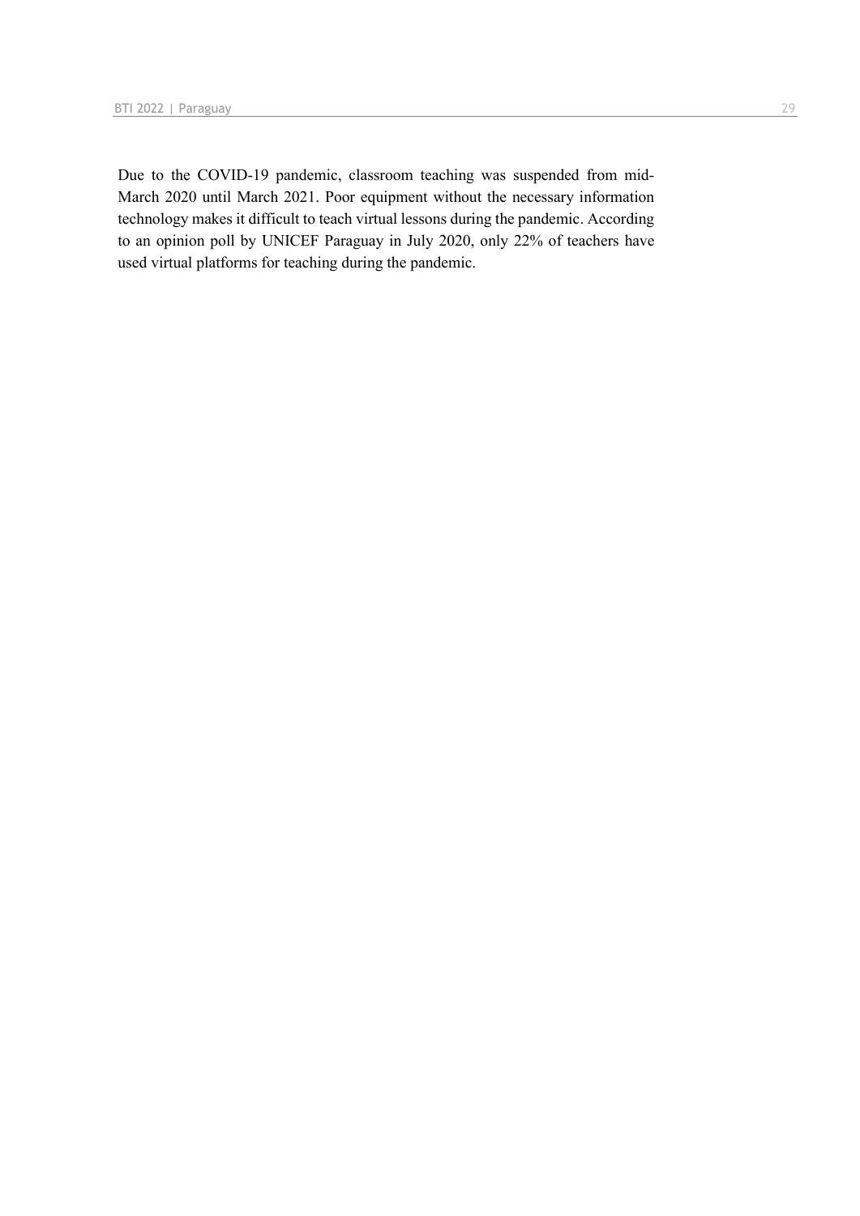Due to the COVID-19 pandemic, classroom teaching was suspended from mid-March 2020 until March 2021. Poor equipment without the necessary information technology makes it difficult to teach virtual lessons during the pandemic. According to an opinion poll by UNICEF Paraguay in July 2020, only 22% of teachers have used virtual platforms for teaching during the pandemic.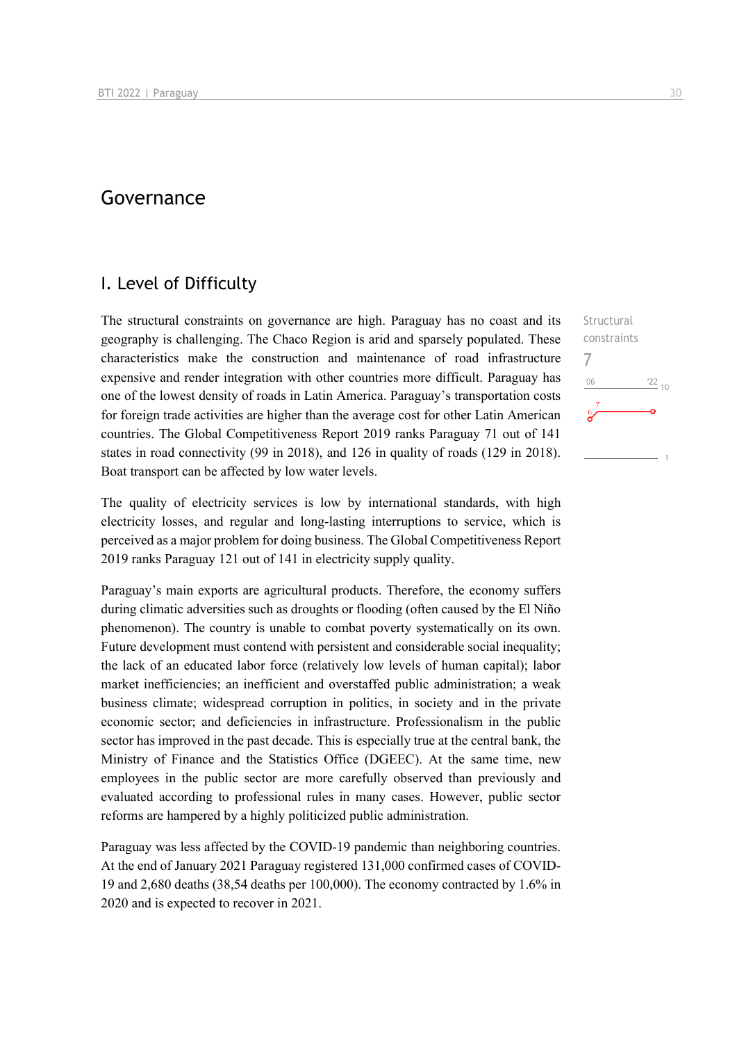# Governance

## I. Level of Difficulty

Structural constraints

7

The structural constraints on governance are high. Paraguay has no coast and its geography is challenging. The Chaco Region is arid and sparsely populated. These characteristics make the construction and maintenance of road infrastructure expensive and render integration with other countries more difficult. Paraguay has one of the lowest density of roads in Latin America. Paraguay's transportation costs for foreign trade activities are higher than the average cost for other Latin American countries. The Global Competitiveness Report 2019 ranks Paraguay 71 out of 141 states in road connectivity (99 in 2018), and 126 in quality of roads (129 in 2018). Boat transport can be affected by low water levels.

The quality of electricity services is low by international standards, with high electricity losses, and regular and long-lasting interruptions to service, which is perceived as a major problem for doing business. The Global Competitiveness Report 2019 ranks Paraguay 121 out of 141 in electricity supply quality.

Paraguay's main exports are agricultural products. Therefore, the economy suffers during climatic adversities such as droughts or flooding (often caused by the El Niño phenomenon). The country is unable to combat poverty systematically on its own. Future development must contend with persistent and considerable social inequality; the lack of an educated labor force (relatively low levels of human capital); labor market inefficiencies; an inefficient and overstaffed public administration; a weak business climate; widespread corruption in politics, in society and in the private economic sector; and deficiencies in infrastructure. Professionalism in the public sector has improved in the past decade. This is especially true at the central bank, the Ministry of Finance and the Statistics Office (DGEEC). At the same time, new employees in the public sector are more carefully observed than previously and evaluated according to professional rules in many cases. However, public sector reforms are hampered by a highly politicized public administration.

Paraguay was less affected by the COVID-19 pandemic than neighboring countries. At the end of January 2021 Paraguay registered 131,000 confirmed cases of COVID-19 and 2,680 deaths (38,54 deaths per 100,000). The economy contracted by 1.6% in 2020 and is expected to recover in 2021.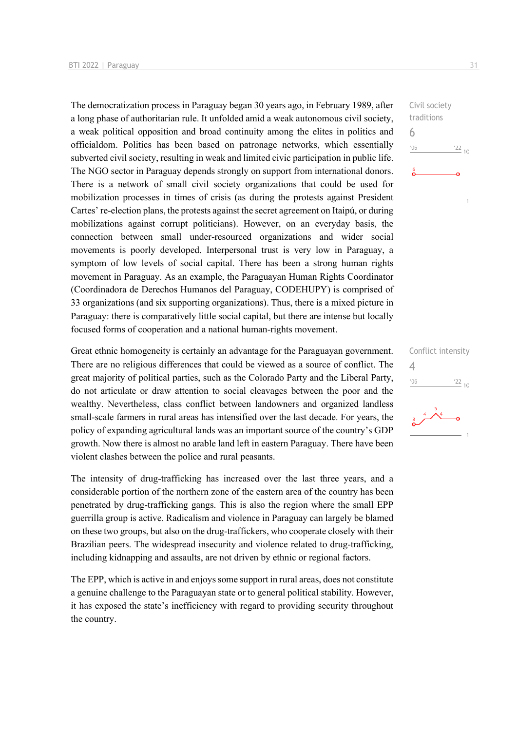The democratization process in Paraguay began 30 years ago, in February 1989, after a long phase of authoritarian rule. It unfolded amid a weak autonomous civil society, a weak political opposition and broad continuity among the elites in politics and officialdom. Politics has been based on patronage networks, which essentially subverted civil society, resulting in weak and limited civic participation in public life. The NGO sector in Paraguay depends strongly on support from international donors. There is a network of small civil society organizations that could be used for mobilization processes in times of crisis (as during the protests against President Cartes' re-election plans, the protests against the secret agreement on Itaipú, or during mobilizations against corrupt politicians). However, on an everyday basis, the connection between small under-resourced organizations and wider social movements is poorly developed. Interpersonal trust is very low in Paraguay, a symptom of low levels of social capital. There has been a strong human rights movement in Paraguay. As an example, the Paraguayan Human Rights Coordinator (Coordinadora de Derechos Humanos del Paraguay, CODEHUPY) is comprised of 33 organizations (and six supporting organizations). Thus, there is a mixed picture in Paraguay: there is comparatively little social capital, but there are intense but locally focused forms of cooperation and a national human-rights movement.

Civil society traditions
6

Great ethnic homogeneity is certainly an advantage for the Paraguayan government. There are no religious differences that could be viewed as a source of conflict. The great majority of political parties, such as the Colorado Party and the Liberal Party, do not articulate or draw attention to social cleavages between the poor and the wealthy. Nevertheless, class conflict between landowners and organized landless small-scale farmers in rural areas has intensified over the last decade. For years, the policy of expanding agricultural lands was an important source of the country's GDP growth. Now there is almost no arable land left in eastern Paraguay. There have been violent clashes between the police and rural peasants.

Conflict intensity
4

The intensity of drug-trafficking has increased over the last three years, and a considerable portion of the northern zone of the eastern area of the country has been penetrated by drug-trafficking gangs. This is also the region where the small EPP guerrilla group is active. Radicalism and violence in Paraguay can largely be blamed on these two groups, but also on the drug-traffickers, who cooperate closely with their Brazilian peers. The widespread insecurity and violence related to drug-trafficking, including kidnapping and assaults, are not driven by ethnic or regional factors.

The EPP, which is active in and enjoys some support in rural areas, does not constitute a genuine challenge to the Paraguayan state or to general political stability. However, it has exposed the state's inefficiency with regard to providing security throughout the country.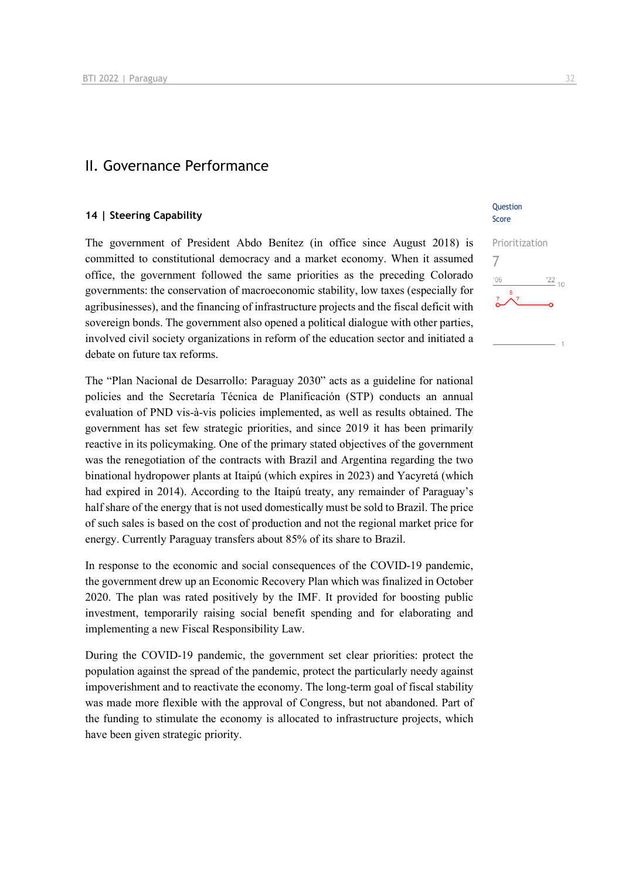## II. Governance Performance

### 14 | Steering Capability

The government of President Abdo Benítez (in office since August 2018) is committed to constitutional democracy and a market economy. When it assumed office, the government followed the same priorities as the preceding Colorado governments: the conservation of macroeconomic stability, low taxes (especially for agribusinesses), and the financing of infrastructure projects and the fiscal deficit with sovereign bonds. The government also opened a political dialogue with other parties, involved civil society organizations in reform of the education sector and initiated a debate on future tax reforms.

Prioritization
7

The "Plan Nacional de Desarrollo: Paraguay 2030" acts as a guideline for national policies and the Secretaría Técnica de Planificación (STP) conducts an annual evaluation of PND vis-à-vis policies implemented, as well as results obtained. The government has set few strategic priorities, and since 2019 it has been primarily reactive in its policymaking. One of the primary stated objectives of the government was the renegotiation of the contracts with Brazil and Argentina regarding the two binational hydropower plants at Itaipú (which expires in 2023) and Yacyretá (which had expired in 2014). According to the Itaipú treaty, any remainder of Paraguay's half share of the energy that is not used domestically must be sold to Brazil. The price of such sales is based on the cost of production and not the regional market price for energy. Currently Paraguay transfers about 85% of its share to Brazil.

In response to the economic and social consequences of the COVID-19 pandemic, the government drew up an Economic Recovery Plan which was finalized in October 2020. The plan was rated positively by the IMF. It provided for boosting public investment, temporarily raising social benefit spending and for elaborating and implementing a new Fiscal Responsibility Law.

During the COVID-19 pandemic, the government set clear priorities: protect the population against the spread of the pandemic, protect the particularly needy against impoverishment and to reactivate the economy. The long-term goal of fiscal stability was made more flexible with the approval of Congress, but not abandoned. Part of the funding to stimulate the economy is allocated to infrastructure projects, which have been given strategic priority.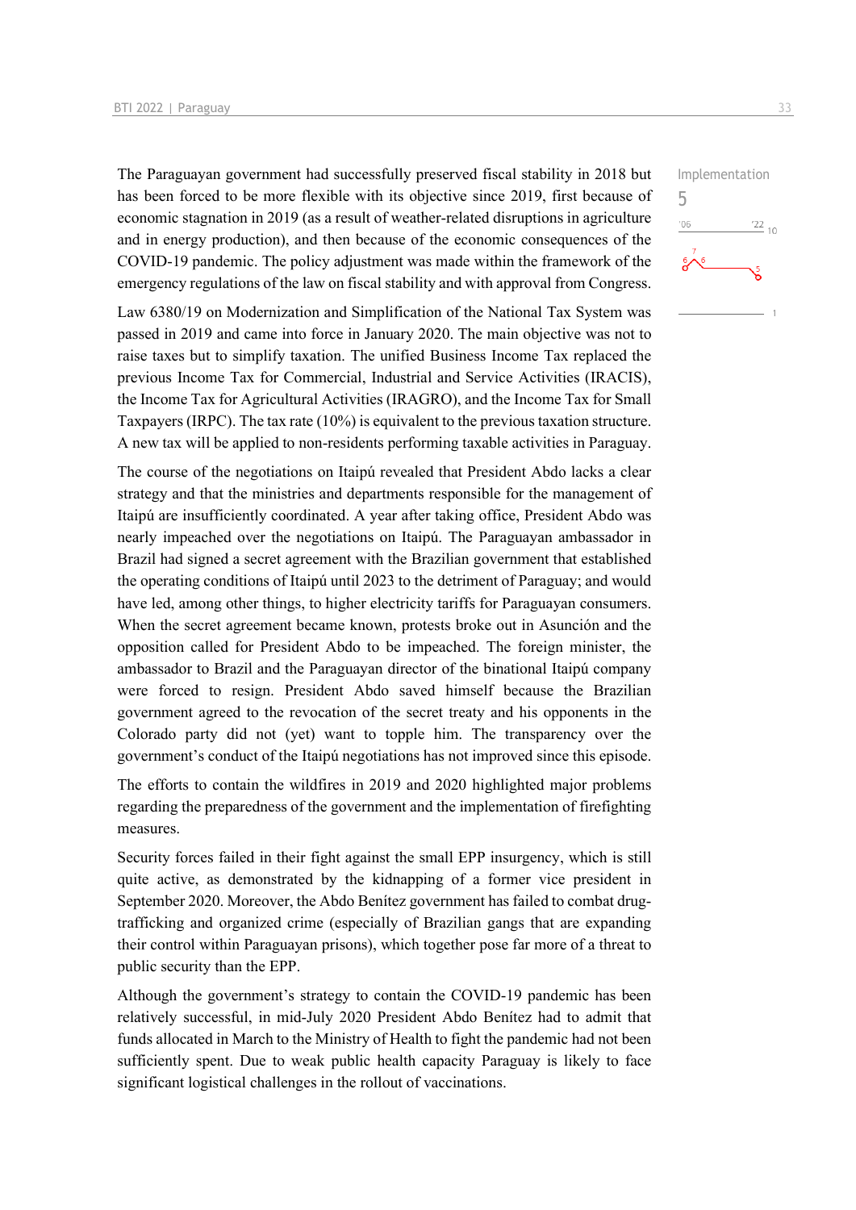The Paraguayan government had successfully preserved fiscal stability in 2018 but has been forced to be more flexible with its objective since 2019, first because of economic stagnation in 2019 (as a result of weather-related disruptions in agriculture and in energy production), and then because of the economic consequences of the COVID-19 pandemic. The policy adjustment was made within the framework of the emergency regulations of the law on fiscal stability and with approval from Congress.

Implementation
5

Law 6380/19 on Modernization and Simplification of the National Tax System was passed in 2019 and came into force in January 2020. The main objective was not to raise taxes but to simplify taxation. The unified Business Income Tax replaced the previous Income Tax for Commercial, Industrial and Service Activities (IRACIS), the Income Tax for Agricultural Activities (IRAGRO), and the Income Tax for Small Taxpayers (IRPC). The tax rate (10%) is equivalent to the previous taxation structure. A new tax will be applied to non-residents performing taxable activities in Paraguay.

The course of the negotiations on Itaipú revealed that President Abdo lacks a clear strategy and that the ministries and departments responsible for the management of Itaipú are insufficiently coordinated. A year after taking office, President Abdo was nearly impeached over the negotiations on Itaipú. The Paraguayan ambassador in Brazil had signed a secret agreement with the Brazilian government that established the operating conditions of Itaipú until 2023 to the detriment of Paraguay; and would have led, among other things, to higher electricity tariffs for Paraguayan consumers. When the secret agreement became known, protests broke out in Asunción and the opposition called for President Abdo to be impeached. The foreign minister, the ambassador to Brazil and the Paraguayan director of the binational Itaipú company were forced to resign. President Abdo saved himself because the Brazilian government agreed to the revocation of the secret treaty and his opponents in the Colorado party did not (yet) want to topple him. The transparency over the government's conduct of the Itaipú negotiations has not improved since this episode.

The efforts to contain the wildfires in 2019 and 2020 highlighted major problems regarding the preparedness of the government and the implementation of firefighting measures.

Security forces failed in their fight against the small EPP insurgency, which is still quite active, as demonstrated by the kidnapping of a former vice president in September 2020. Moreover, the Abdo Benítez government has failed to combat drug-trafficking and organized crime (especially of Brazilian gangs that are expanding their control within Paraguayan prisons), which together pose far more of a threat to public security than the EPP.

Although the government's strategy to contain the COVID-19 pandemic has been relatively successful, in mid-July 2020 President Abdo Benítez had to admit that funds allocated in March to the Ministry of Health to fight the pandemic had not been sufficiently spent. Due to weak public health capacity Paraguay is likely to face significant logistical challenges in the rollout of vaccinations.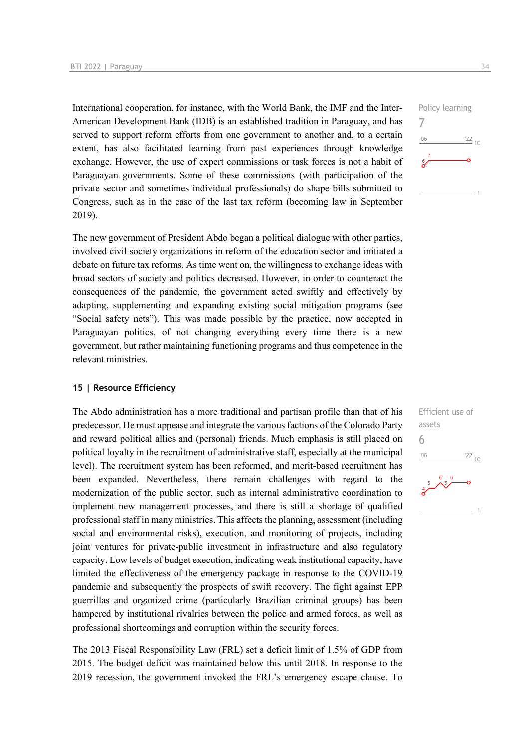International cooperation, for instance, with the World Bank, the IMF and the Inter-American Development Bank (IDB) is an established tradition in Paraguay, and has served to support reform efforts from one government to another and, to a certain extent, has also facilitated learning from past experiences through knowledge exchange. However, the use of expert commissions or task forces is not a habit of Paraguayan governments. Some of these commissions (with participation of the private sector and sometimes individual professionals) do shape bills submitted to Congress, such as in the case of the last tax reform (becoming law in September 2019).

Policy learning
7

The new government of President Abdo began a political dialogue with other parties, involved civil society organizations in reform of the education sector and initiated a debate on future tax reforms. As time went on, the willingness to exchange ideas with broad sectors of society and politics decreased. However, in order to counteract the consequences of the pandemic, the government acted swiftly and effectively by adapting, supplementing and expanding existing social mitigation programs (see "Social safety nets"). This was made possible by the practice, now accepted in Paraguayan politics, of not changing everything every time there is a new government, but rather maintaining functioning programs and thus competence in the relevant ministries.

#### 15 | Resource Efficiency

The Abdo administration has a more traditional and partisan profile than that of his predecessor. He must appease and integrate the various factions of the Colorado Party and reward political allies and (personal) friends. Much emphasis is still placed on political loyalty in the recruitment of administrative staff, especially at the municipal level). The recruitment system has been reformed, and merit-based recruitment has been expanded. Nevertheless, there remain challenges with regard to the modernization of the public sector, such as internal administrative coordination to implement new management processes, and there is still a shortage of qualified professional staff in many ministries. This affects the planning, assessment (including social and environmental risks), execution, and monitoring of projects, including joint ventures for private-public investment in infrastructure and also regulatory capacity. Low levels of budget execution, indicating weak institutional capacity, have limited the effectiveness of the emergency package in response to the COVID-19 pandemic and subsequently the prospects of swift recovery. The fight against EPP guerrillas and organized crime (particularly Brazilian criminal groups) has been hampered by institutional rivalries between the police and armed forces, as well as professional shortcomings and corruption within the security forces.

Efficient use of assets
6

The 2013 Fiscal Responsibility Law (FRL) set a deficit limit of 1.5% of GDP from 2015. The budget deficit was maintained below this until 2018. In response to the 2019 recession, the government invoked the FRL's emergency escape clause. To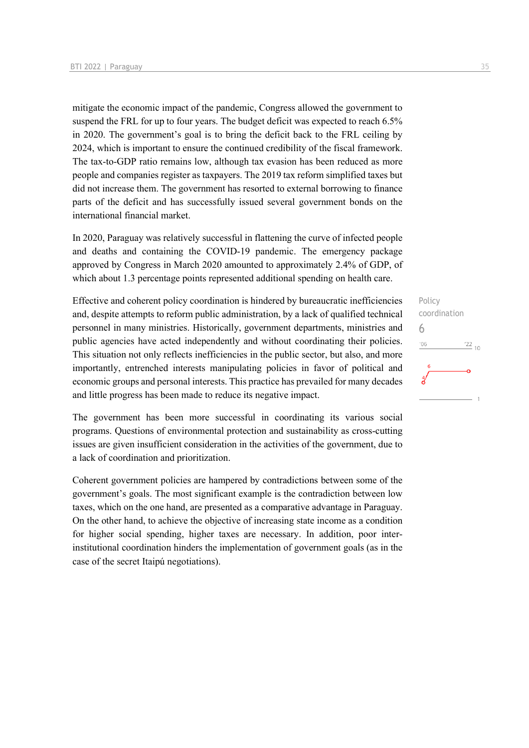mitigate the economic impact of the pandemic, Congress allowed the government to suspend the FRL for up to four years. The budget deficit was expected to reach 6.5% in 2020. The government's goal is to bring the deficit back to the FRL ceiling by 2024, which is important to ensure the continued credibility of the fiscal framework. The tax-to-GDP ratio remains low, although tax evasion has been reduced as more people and companies register as taxpayers. The 2019 tax reform simplified taxes but did not increase them. The government has resorted to external borrowing to finance parts of the deficit and has successfully issued several government bonds on the international financial market.

In 2020, Paraguay was relatively successful in flattening the curve of infected people and deaths and containing the COVID-19 pandemic. The emergency package approved by Congress in March 2020 amounted to approximately 2.4% of GDP, of which about 1.3 percentage points represented additional spending on health care.

Policy coordination
6

Effective and coherent policy coordination is hindered by bureaucratic inefficiencies and, despite attempts to reform public administration, by a lack of qualified technical personnel in many ministries. Historically, government departments, ministries and public agencies have acted independently and without coordinating their policies. This situation not only reflects inefficiencies in the public sector, but also, and more importantly, entrenched interests manipulating policies in favor of political and economic groups and personal interests. This practice has prevailed for many decades and little progress has been made to reduce its negative impact.

The government has been more successful in coordinating its various social programs. Questions of environmental protection and sustainability as cross-cutting issues are given insufficient consideration in the activities of the government, due to a lack of coordination and prioritization.

Coherent government policies are hampered by contradictions between some of the government's goals. The most significant example is the contradiction between low taxes, which on the one hand, are presented as a comparative advantage in Paraguay. On the other hand, to achieve the objective of increasing state income as a condition for higher social spending, higher taxes are necessary. In addition, poor inter-institutional coordination hinders the implementation of government goals (as in the case of the secret Itaipú negotiations).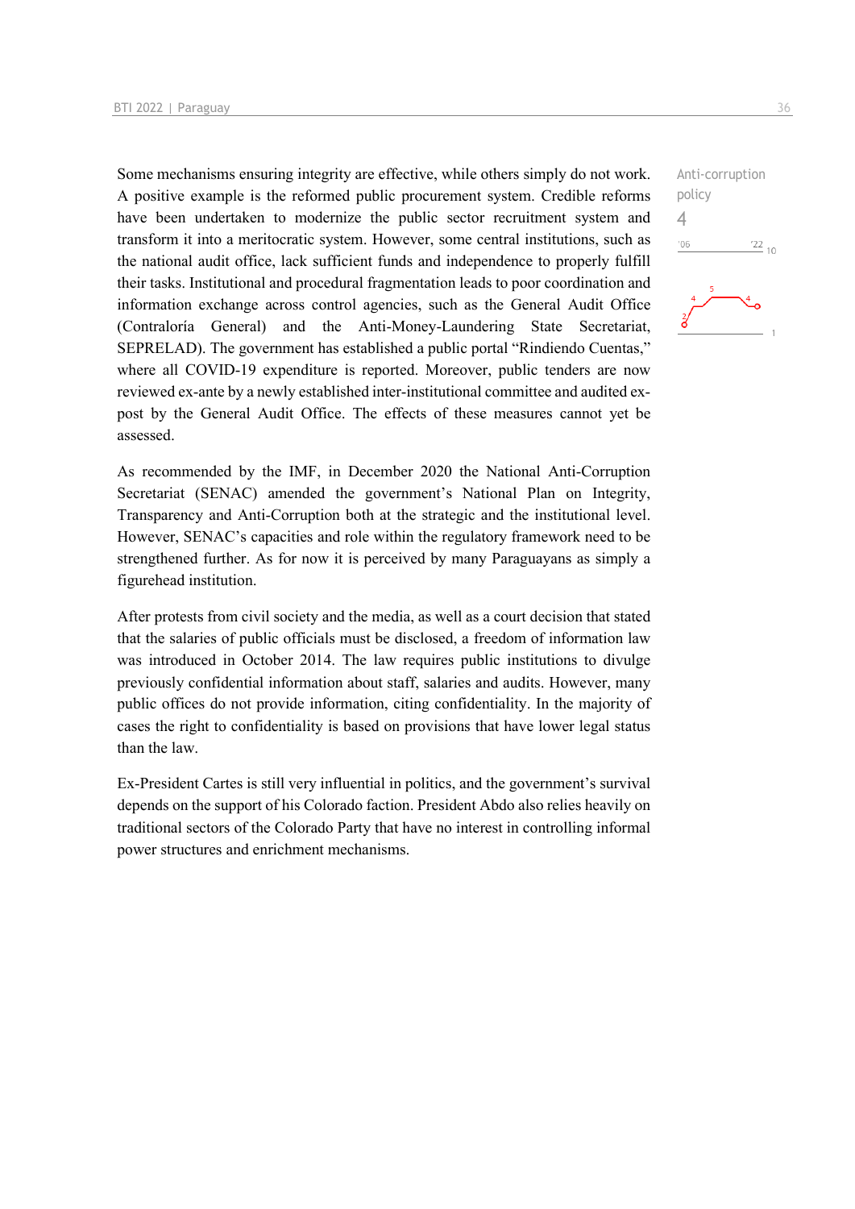Some mechanisms ensuring integrity are effective, while others simply do not work. A positive example is the reformed public procurement system. Credible reforms have been undertaken to modernize the public sector recruitment system and transform it into a meritocratic system. However, some central institutions, such as the national audit office, lack sufficient funds and independence to properly fulfill their tasks. Institutional and procedural fragmentation leads to poor coordination and information exchange across control agencies, such as the General Audit Office (Contraloría General) and the Anti-Money-Laundering State Secretariat, SEPRELAD). The government has established a public portal "Rindiendo Cuentas," where all COVID-19 expenditure is reported. Moreover, public tenders are now reviewed ex-ante by a newly established inter-institutional committee and audited ex-post by the General Audit Office. The effects of these measures cannot yet be assessed.

Anti-corruption policy
4

As recommended by the IMF, in December 2020 the National Anti-Corruption Secretariat (SENAC) amended the government's National Plan on Integrity, Transparency and Anti-Corruption both at the strategic and the institutional level. However, SENAC's capacities and role within the regulatory framework need to be strengthened further. As for now it is perceived by many Paraguayans as simply a figurehead institution.

After protests from civil society and the media, as well as a court decision that stated that the salaries of public officials must be disclosed, a freedom of information law was introduced in October 2014. The law requires public institutions to divulge previously confidential information about staff, salaries and audits. However, many public offices do not provide information, citing confidentiality. In the majority of cases the right to confidentiality is based on provisions that have lower legal status than the law.

Ex-President Cartes is still very influential in politics, and the government's survival depends on the support of his Colorado faction. President Abdo also relies heavily on traditional sectors of the Colorado Party that have no interest in controlling informal power structures and enrichment mechanisms.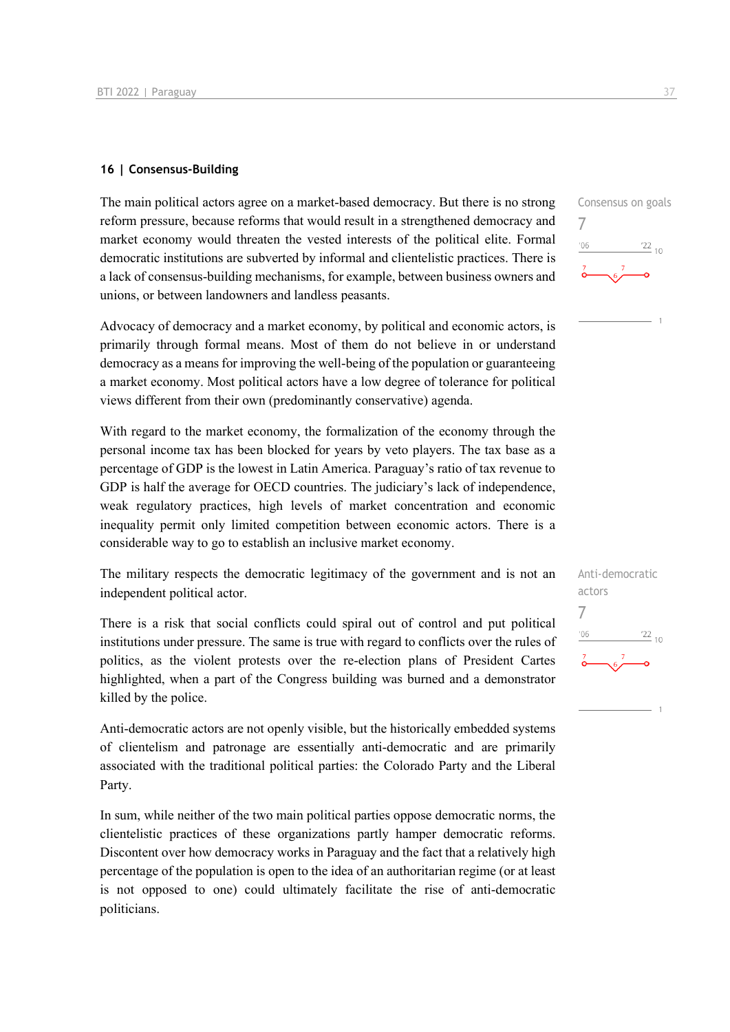## 16 | Consensus-Building

Consensus on goals

7

The main political actors agree on a market-based democracy. But there is no strong reform pressure, because reforms that would result in a strengthened democracy and market economy would threaten the vested interests of the political elite. Formal democratic institutions are subverted by informal and clientelistic practices. There is a lack of consensus-building mechanisms, for example, between business owners and unions, or between landowners and landless peasants.

Advocacy of democracy and a market economy, by political and economic actors, is primarily through formal means. Most of them do not believe in or understand democracy as a means for improving the well-being of the population or guaranteeing a market economy. Most political actors have a low degree of tolerance for political views different from their own (predominantly conservative) agenda.

With regard to the market economy, the formalization of the economy through the personal income tax has been blocked for years by veto players. The tax base as a percentage of GDP is the lowest in Latin America. Paraguay's ratio of tax revenue to GDP is half the average for OECD countries. The judiciary's lack of independence, weak regulatory practices, high levels of market concentration and economic inequality permit only limited competition between economic actors. There is a considerable way to go to establish an inclusive market economy.

Anti-democratic actors

7

The military respects the democratic legitimacy of the government and is not an independent political actor.

There is a risk that social conflicts could spiral out of control and put political institutions under pressure. The same is true with regard to conflicts over the rules of politics, as the violent protests over the re-election plans of President Cartes highlighted, when a part of the Congress building was burned and a demonstrator killed by the police.

Anti-democratic actors are not openly visible, but the historically embedded systems of clientelism and patronage are essentially anti-democratic and are primarily associated with the traditional political parties: the Colorado Party and the Liberal Party.

In sum, while neither of the two main political parties oppose democratic norms, the clientelistic practices of these organizations partly hamper democratic reforms. Discontent over how democracy works in Paraguay and the fact that a relatively high percentage of the population is open to the idea of an authoritarian regime (or at least is not opposed to one) could ultimately facilitate the rise of anti-democratic politicians.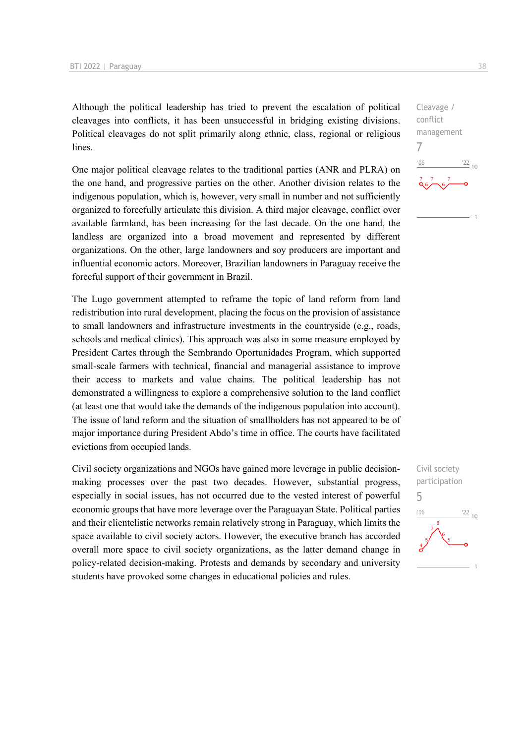Although the political leadership has tried to prevent the escalation of political cleavages into conflicts, it has been unsuccessful in bridging existing divisions. Political cleavages do not split primarily along ethnic, class, regional or religious lines.

Cleavage / conflict management
7

One major political cleavage relates to the traditional parties (ANR and PLRA) on the one hand, and progressive parties on the other. Another division relates to the indigenous population, which is, however, very small in number and not sufficiently organized to forcefully articulate this division. A third major cleavage, conflict over available farmland, has been increasing for the last decade. On the one hand, the landless are organized into a broad movement and represented by different organizations. On the other, large landowners and soy producers are important and influential economic actors. Moreover, Brazilian landowners in Paraguay receive the forceful support of their government in Brazil.

The Lugo government attempted to reframe the topic of land reform from land redistribution into rural development, placing the focus on the provision of assistance to small landowners and infrastructure investments in the countryside (e.g., roads, schools and medical clinics). This approach was also in some measure employed by President Cartes through the Sembrando Oportunidades Program, which supported small-scale farmers with technical, financial and managerial assistance to improve their access to markets and value chains. The political leadership has not demonstrated a willingness to explore a comprehensive solution to the land conflict (at least one that would take the demands of the indigenous population into account). The issue of land reform and the situation of smallholders has not appeared to be of major importance during President Abdo's time in office. The courts have facilitated evictions from occupied lands.

Civil society participation
5

Civil society organizations and NGOs have gained more leverage in public decision-making processes over the past two decades. However, substantial progress, especially in social issues, has not occurred due to the vested interest of powerful economic groups that have more leverage over the Paraguayan State. Political parties and their clientelistic networks remain relatively strong in Paraguay, which limits the space available to civil society actors. However, the executive branch has accorded overall more space to civil society organizations, as the latter demand change in policy-related decision-making. Protests and demands by secondary and university students have provoked some changes in educational policies and rules.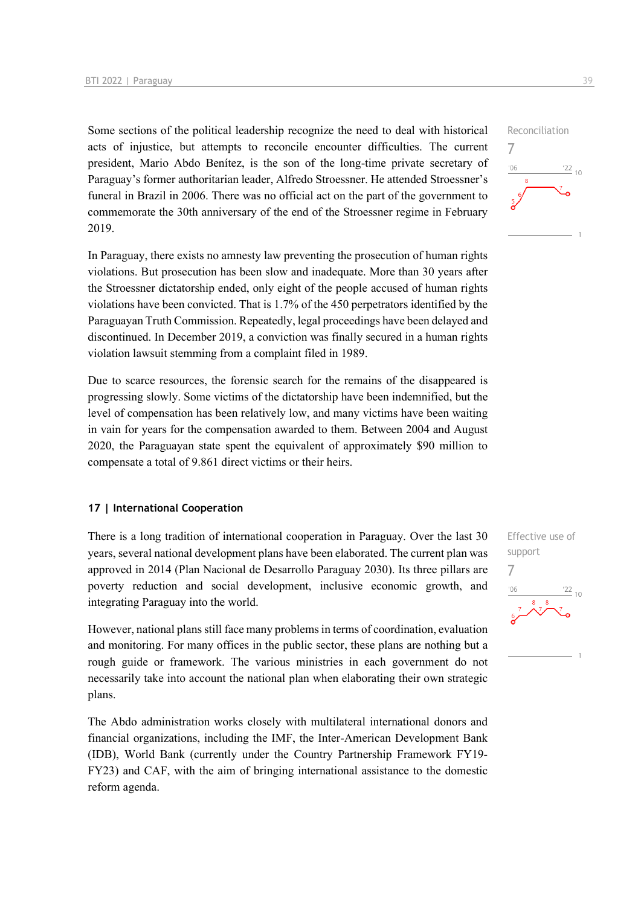Some sections of the political leadership recognize the need to deal with historical acts of injustice, but attempts to reconcile encounter difficulties. The current president, Mario Abdo Benítez, is the son of the long-time private secretary of Paraguay's former authoritarian leader, Alfredo Stroessner. He attended Stroessner's funeral in Brazil in 2006. There was no official act on the part of the government to commemorate the 30th anniversary of the end of the Stroessner regime in February 2019.

Reconciliation
7

In Paraguay, there exists no amnesty law preventing the prosecution of human rights violations. But prosecution has been slow and inadequate. More than 30 years after the Stroessner dictatorship ended, only eight of the people accused of human rights violations have been convicted. That is 1.7% of the 450 perpetrators identified by the Paraguayan Truth Commission. Repeatedly, legal proceedings have been delayed and discontinued. In December 2019, a conviction was finally secured in a human rights violation lawsuit stemming from a complaint filed in 1989.

Due to scarce resources, the forensic search for the remains of the disappeared is progressing slowly. Some victims of the dictatorship have been indemnified, but the level of compensation has been relatively low, and many victims have been waiting in vain for years for the compensation awarded to them. Between 2004 and August 2020, the Paraguayan state spent the equivalent of approximately $90 million to compensate a total of 9.861 direct victims or their heirs.

## 17 | International Cooperation

There is a long tradition of international cooperation in Paraguay. Over the last 30 years, several national development plans have been elaborated. The current plan was approved in 2014 (Plan Nacional de Desarrollo Paraguay 2030). Its three pillars are poverty reduction and social development, inclusive economic growth, and integrating Paraguay into the world.

Effective use of support
7

However, national plans still face many problems in terms of coordination, evaluation and monitoring. For many offices in the public sector, these plans are nothing but a rough guide or framework. The various ministries in each government do not necessarily take into account the national plan when elaborating their own strategic plans.

The Abdo administration works closely with multilateral international donors and financial organizations, including the IMF, the Inter-American Development Bank (IDB), World Bank (currently under the Country Partnership Framework FY19-FY23) and CAF, with the aim of bringing international assistance to the domestic reform agenda.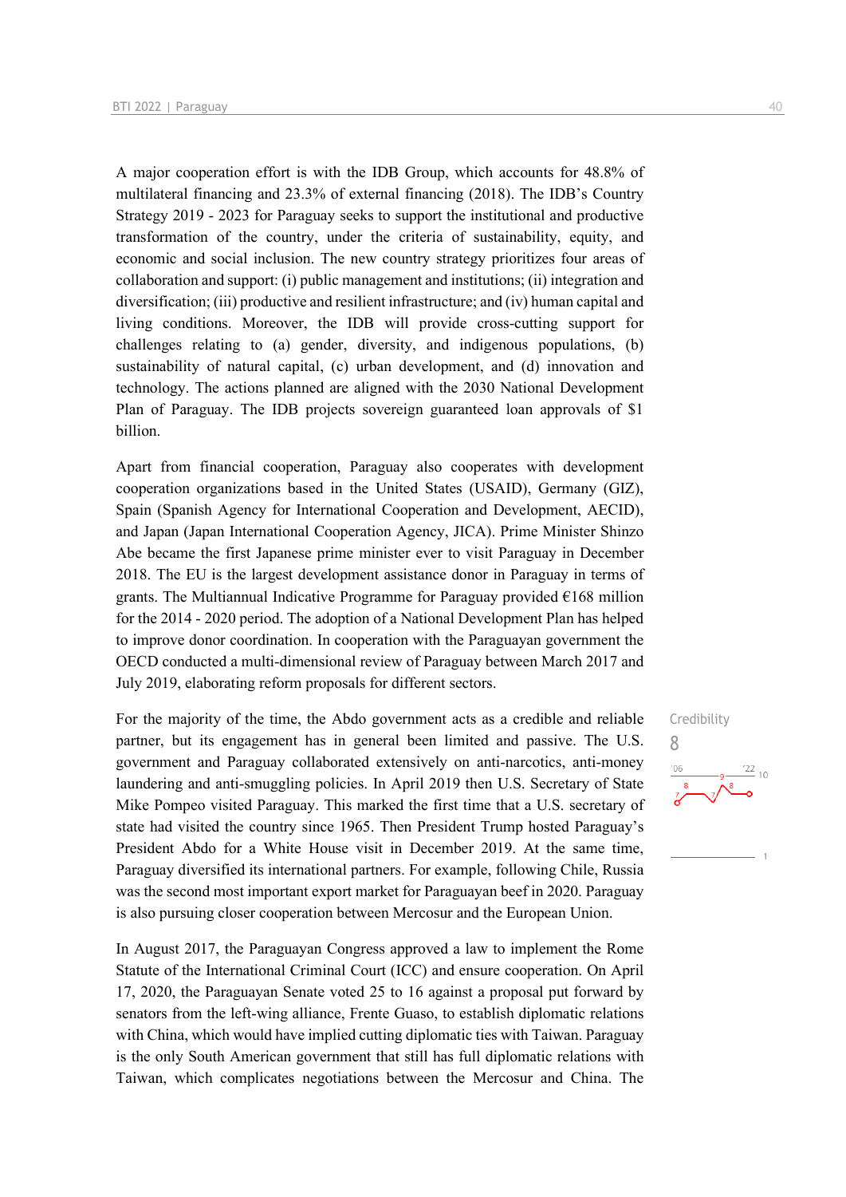A major cooperation effort is with the IDB Group, which accounts for 48.8% of multilateral financing and 23.3% of external financing (2018). The IDB's Country Strategy 2019 - 2023 for Paraguay seeks to support the institutional and productive transformation of the country, under the criteria of sustainability, equity, and economic and social inclusion. The new country strategy prioritizes four areas of collaboration and support: (i) public management and institutions; (ii) integration and diversification; (iii) productive and resilient infrastructure; and (iv) human capital and living conditions. Moreover, the IDB will provide cross-cutting support for challenges relating to (a) gender, diversity, and indigenous populations, (b) sustainability of natural capital, (c) urban development, and (d) innovation and technology. The actions planned are aligned with the 2030 National Development Plan of Paraguay. The IDB projects sovereign guaranteed loan approvals of $1 billion.

Apart from financial cooperation, Paraguay also cooperates with development cooperation organizations based in the United States (USAID), Germany (GIZ), Spain (Spanish Agency for International Cooperation and Development, AECID), and Japan (Japan International Cooperation Agency, JICA). Prime Minister Shinzo Abe became the first Japanese prime minister ever to visit Paraguay in December 2018. The EU is the largest development assistance donor in Paraguay in terms of grants. The Multiannual Indicative Programme for Paraguay provided €168 million for the 2014 - 2020 period. The adoption of a National Development Plan has helped to improve donor coordination. In cooperation with the Paraguayan government the OECD conducted a multi-dimensional review of Paraguay between March 2017 and July 2019, elaborating reform proposals for different sectors.

Credibility
8

For the majority of the time, the Abdo government acts as a credible and reliable partner, but its engagement has in general been limited and passive. The U.S. government and Paraguay collaborated extensively on anti-narcotics, anti-money laundering and anti-smuggling policies. In April 2019 then U.S. Secretary of State Mike Pompeo visited Paraguay. This marked the first time that a U.S. secretary of state had visited the country since 1965. Then President Trump hosted Paraguay's President Abdo for a White House visit in December 2019. At the same time, Paraguay diversified its international partners. For example, following Chile, Russia was the second most important export market for Paraguayan beef in 2020. Paraguay is also pursuing closer cooperation between Mercosur and the European Union.

In August 2017, the Paraguayan Congress approved a law to implement the Rome Statute of the International Criminal Court (ICC) and ensure cooperation. On April 17, 2020, the Paraguayan Senate voted 25 to 16 against a proposal put forward by senators from the left-wing alliance, Frente Guaso, to establish diplomatic relations with China, which would have implied cutting diplomatic ties with Taiwan. Paraguay is the only South American government that still has full diplomatic relations with Taiwan, which complicates negotiations between the Mercosur and China. The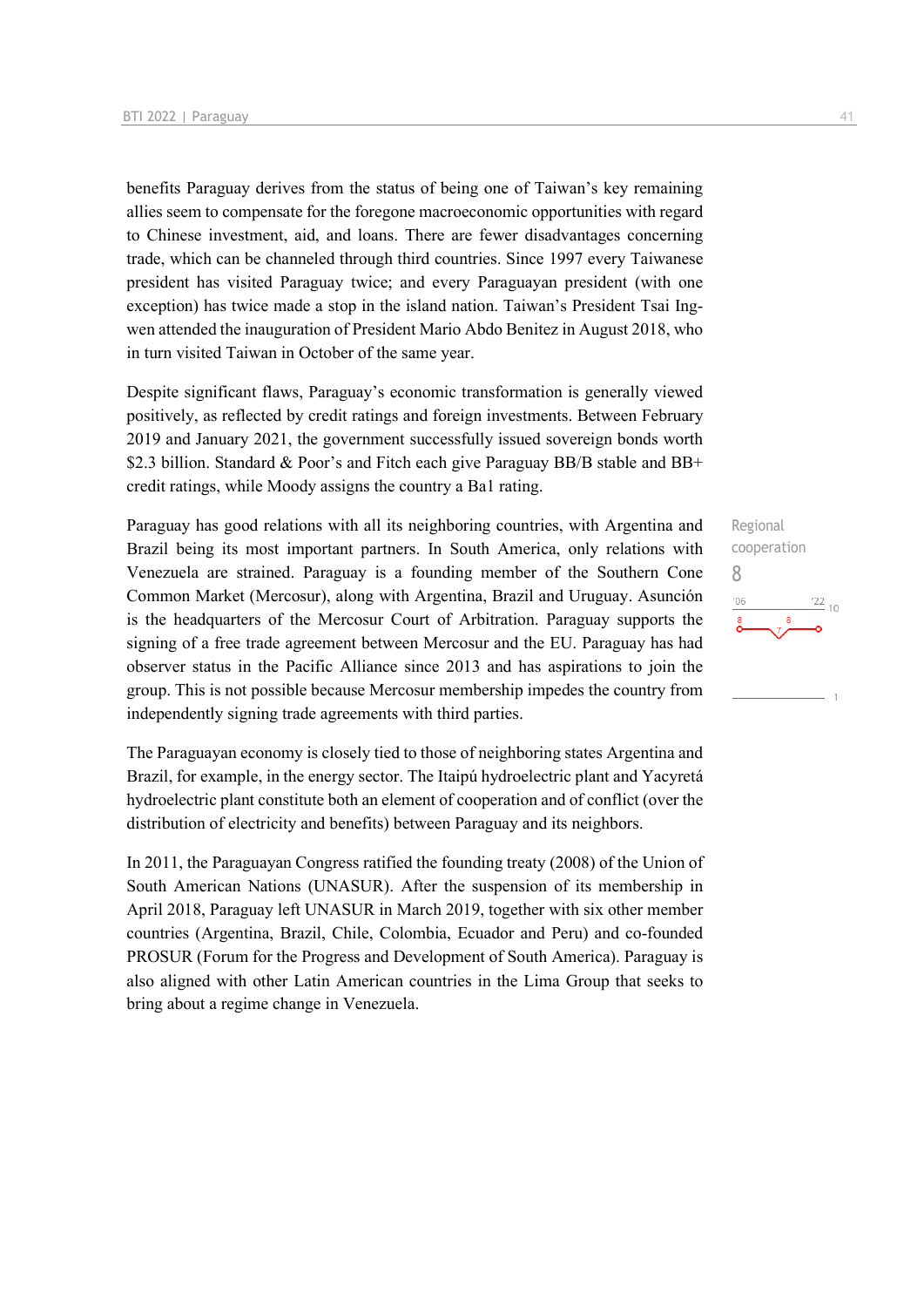benefits Paraguay derives from the status of being one of Taiwan's key remaining allies seem to compensate for the foregone macroeconomic opportunities with regard to Chinese investment, aid, and loans. There are fewer disadvantages concerning trade, which can be channeled through third countries. Since 1997 every Taiwanese president has visited Paraguay twice; and every Paraguayan president (with one exception) has twice made a stop in the island nation. Taiwan's President Tsai Ing-wen attended the inauguration of President Mario Abdo Benitez in August 2018, who in turn visited Taiwan in October of the same year.

Despite significant flaws, Paraguay's economic transformation is generally viewed positively, as reflected by credit ratings and foreign investments. Between February 2019 and January 2021, the government successfully issued sovereign bonds worth $2.3 billion. Standard & Poor's and Fitch each give Paraguay BB/B stable and BB+ credit ratings, while Moody assigns the country a Ba1 rating.

Regional cooperation
8

Paraguay has good relations with all its neighboring countries, with Argentina and Brazil being its most important partners. In South America, only relations with Venezuela are strained. Paraguay is a founding member of the Southern Cone Common Market (Mercosur), along with Argentina, Brazil and Uruguay. Asunción is the headquarters of the Mercosur Court of Arbitration. Paraguay supports the signing of a free trade agreement between Mercosur and the EU. Paraguay has had observer status in the Pacific Alliance since 2013 and has aspirations to join the group. This is not possible because Mercosur membership impedes the country from independently signing trade agreements with third parties.

The Paraguayan economy is closely tied to those of neighboring states Argentina and Brazil, for example, in the energy sector. The Itaipú hydroelectric plant and Yacyretá hydroelectric plant constitute both an element of cooperation and of conflict (over the distribution of electricity and benefits) between Paraguay and its neighbors.

In 2011, the Paraguayan Congress ratified the founding treaty (2008) of the Union of South American Nations (UNASUR). After the suspension of its membership in April 2018, Paraguay left UNASUR in March 2019, together with six other member countries (Argentina, Brazil, Chile, Colombia, Ecuador and Peru) and co-founded PROSUR (Forum for the Progress and Development of South America). Paraguay is also aligned with other Latin American countries in the Lima Group that seeks to bring about a regime change in Venezuela.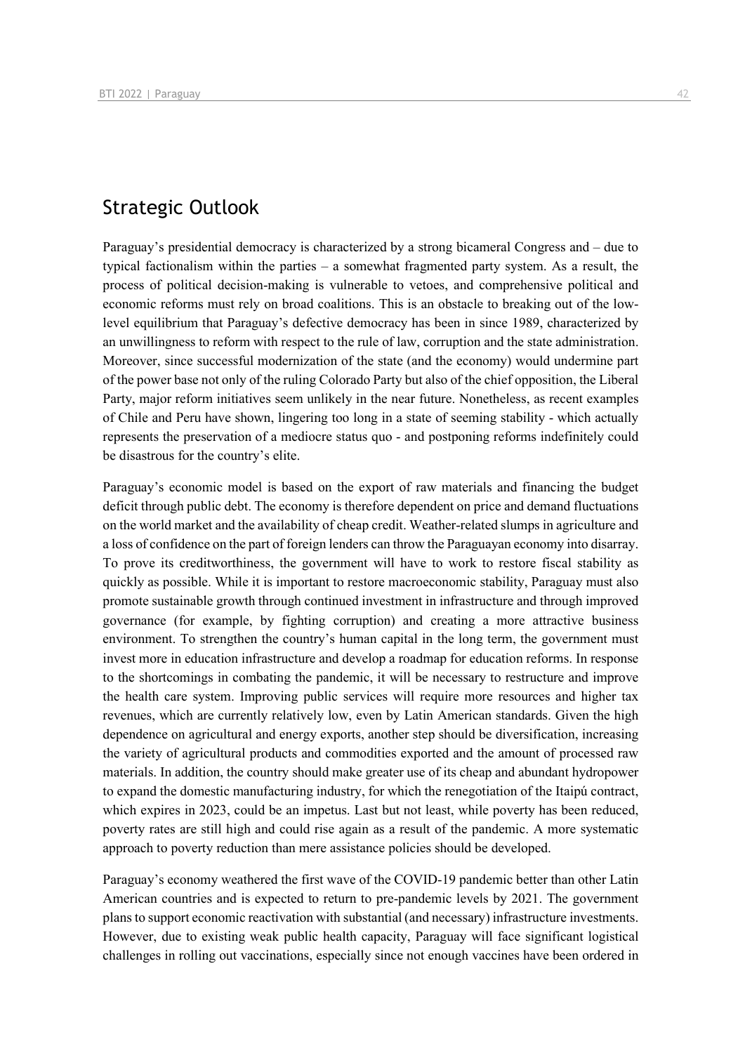## Strategic Outlook

Paraguay's presidential democracy is characterized by a strong bicameral Congress and – due to typical factionalism within the parties – a somewhat fragmented party system. As a result, the process of political decision-making is vulnerable to vetoes, and comprehensive political and economic reforms must rely on broad coalitions. This is an obstacle to breaking out of the low-level equilibrium that Paraguay's defective democracy has been in since 1989, characterized by an unwillingness to reform with respect to the rule of law, corruption and the state administration. Moreover, since successful modernization of the state (and the economy) would undermine part of the power base not only of the ruling Colorado Party but also of the chief opposition, the Liberal Party, major reform initiatives seem unlikely in the near future. Nonetheless, as recent examples of Chile and Peru have shown, lingering too long in a state of seeming stability - which actually represents the preservation of a mediocre status quo - and postponing reforms indefinitely could be disastrous for the country's elite.

Paraguay's economic model is based on the export of raw materials and financing the budget deficit through public debt. The economy is therefore dependent on price and demand fluctuations on the world market and the availability of cheap credit. Weather-related slumps in agriculture and a loss of confidence on the part of foreign lenders can throw the Paraguayan economy into disarray. To prove its creditworthiness, the government will have to work to restore fiscal stability as quickly as possible. While it is important to restore macroeconomic stability, Paraguay must also promote sustainable growth through continued investment in infrastructure and through improved governance (for example, by fighting corruption) and creating a more attractive business environment. To strengthen the country's human capital in the long term, the government must invest more in education infrastructure and develop a roadmap for education reforms. In response to the shortcomings in combating the pandemic, it will be necessary to restructure and improve the health care system. Improving public services will require more resources and higher tax revenues, which are currently relatively low, even by Latin American standards. Given the high dependence on agricultural and energy exports, another step should be diversification, increasing the variety of agricultural products and commodities exported and the amount of processed raw materials. In addition, the country should make greater use of its cheap and abundant hydropower to expand the domestic manufacturing industry, for which the renegotiation of the Itaipú contract, which expires in 2023, could be an impetus. Last but not least, while poverty has been reduced, poverty rates are still high and could rise again as a result of the pandemic. A more systematic approach to poverty reduction than mere assistance policies should be developed.

Paraguay's economy weathered the first wave of the COVID-19 pandemic better than other Latin American countries and is expected to return to pre-pandemic levels by 2021. The government plans to support economic reactivation with substantial (and necessary) infrastructure investments. However, due to existing weak public health capacity, Paraguay will face significant logistical challenges in rolling out vaccinations, especially since not enough vaccines have been ordered in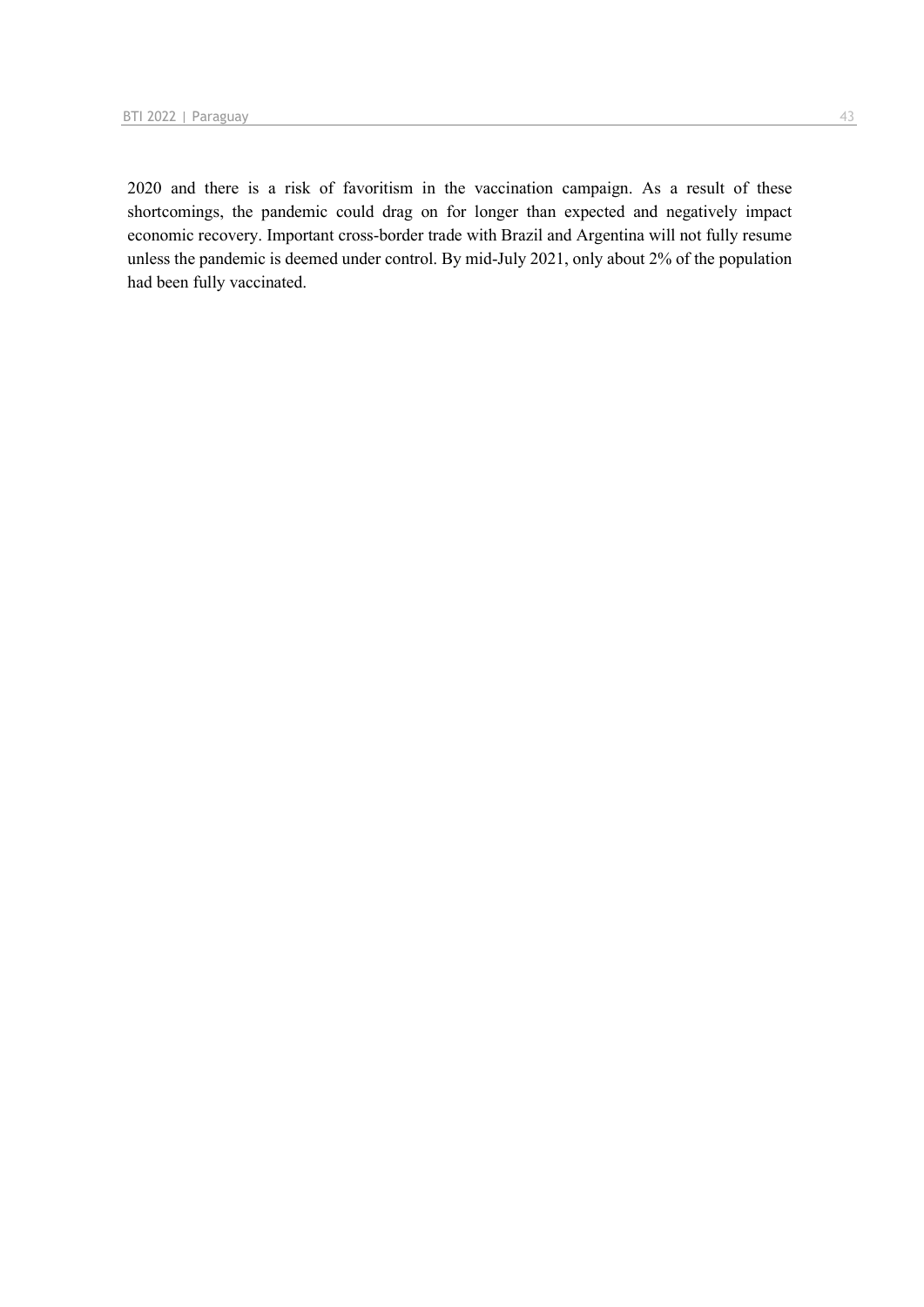2020 and there is a risk of favoritism in the vaccination campaign. As a result of these shortcomings, the pandemic could drag on for longer than expected and negatively impact economic recovery. Important cross-border trade with Brazil and Argentina will not fully resume unless the pandemic is deemed under control. By mid-July 2021, only about 2% of the population had been fully vaccinated.